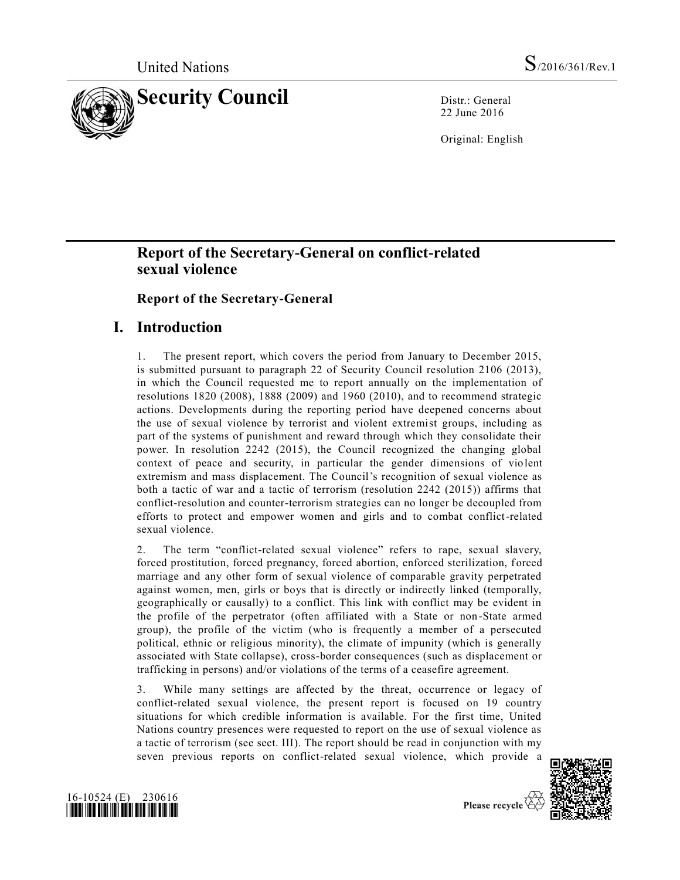United Nations S/2016/361/Rev.1

# Security Council

Distr.: General
22 June 2016

Original: English

## Report of the Secretary-General on conflict-related sexual violence

### Report of the Secretary-General

## I. Introduction

1. The present report, which covers the period from January to December 2015, is submitted pursuant to paragraph 22 of Security Council resolution 2106 (2013), in which the Council requested me to report annually on the implementation of resolutions 1820 (2008), 1888 (2009) and 1960 (2010), and to recommend strategic actions. Developments during the reporting period have deepened concerns about the use of sexual violence by terrorist and violent extremist groups, including as part of the systems of punishment and reward through which they consolidate their power. In resolution 2242 (2015), the Council recognized the changing global context of peace and security, in particular the gender dimensions of violent extremism and mass displacement. The Council's recognition of sexual violence as both a tactic of war and a tactic of terrorism (resolution 2242 (2015)) affirms that conflict-resolution and counter-terrorism strategies can no longer be decoupled from efforts to protect and empower women and girls and to combat conflict-related sexual violence.

2. The term "conflict-related sexual violence" refers to rape, sexual slavery, forced prostitution, forced pregnancy, forced abortion, enforced sterilization, forced marriage and any other form of sexual violence of comparable gravity perpetrated against women, men, girls or boys that is directly or indirectly linked (temporally, geographically or causally) to a conflict. This link with conflict may be evident in the profile of the perpetrator (often affiliated with a State or non-State armed group), the profile of the victim (who is frequently a member of a persecuted political, ethnic or religious minority), the climate of impunity (which is generally associated with State collapse), cross-border consequences (such as displacement or trafficking in persons) and/or violations of the terms of a ceasefire agreement.

3. While many settings are affected by the threat, occurrence or legacy of conflict-related sexual violence, the present report is focused on 19 country situations for which credible information is available. For the first time, United Nations country presences were requested to report on the use of sexual violence as a tactic of terrorism (see sect. III). The report should be read in conjunction with my seven previous reports on conflict-related sexual violence, which provide a

16-10524 (E) 230616

Please recycle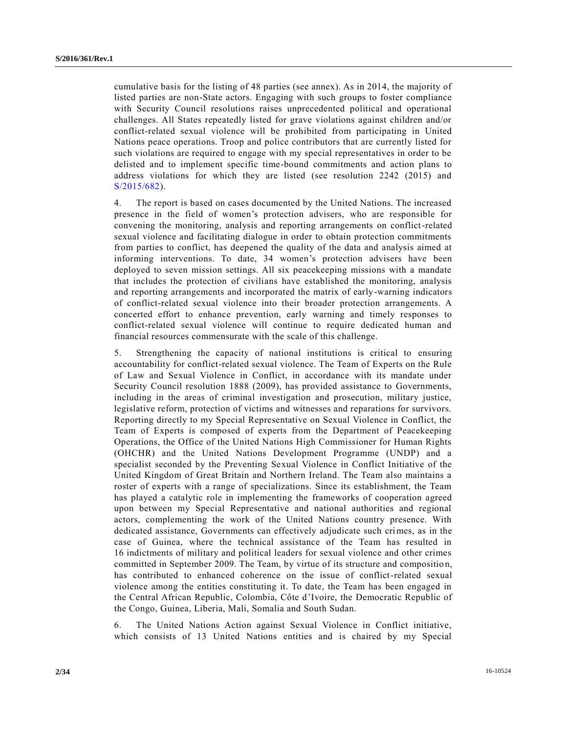cumulative basis for the listing of 48 parties (see annex). As in 2014, the majority of listed parties are non-State actors. Engaging with such groups to foster compliance with Security Council resolutions raises unprecedented political and operational challenges. All States repeatedly listed for grave violations against children and/or conflict-related sexual violence will be prohibited from participating in United Nations peace operations. Troop and police contributors that are currently listed for such violations are required to engage with my special representatives in order to be delisted and to implement specific time-bound commitments and action plans to address violations for which they are listed (see resolution 2242 (2015) and S/2015/682).

4. The report is based on cases documented by the United Nations. The increased presence in the field of women's protection advisers, who are responsible for convening the monitoring, analysis and reporting arrangements on conflict-related sexual violence and facilitating dialogue in order to obtain protection commitments from parties to conflict, has deepened the quality of the data and analysis aimed at informing interventions. To date, 34 women's protection advisers have been deployed to seven mission settings. All six peacekeeping missions with a mandate that includes the protection of civilians have established the monitoring, analysis and reporting arrangements and incorporated the matrix of early-warning indicators of conflict-related sexual violence into their broader protection arrangements. A concerted effort to enhance prevention, early warning and timely responses to conflict-related sexual violence will continue to require dedicated human and financial resources commensurate with the scale of this challenge.

5. Strengthening the capacity of national institutions is critical to ensuring accountability for conflict-related sexual violence. The Team of Experts on the Rule of Law and Sexual Violence in Conflict, in accordance with its mandate under Security Council resolution 1888 (2009), has provided assistance to Governments, including in the areas of criminal investigation and prosecution, military justice, legislative reform, protection of victims and witnesses and reparations for survivors. Reporting directly to my Special Representative on Sexual Violence in Conflict, the Team of Experts is composed of experts from the Department of Peacekeeping Operations, the Office of the United Nations High Commissioner for Human Rights (OHCHR) and the United Nations Development Programme (UNDP) and a specialist seconded by the Preventing Sexual Violence in Conflict Initiative of the United Kingdom of Great Britain and Northern Ireland. The Team also maintains a roster of experts with a range of specializations. Since its establishment, the Team has played a catalytic role in implementing the frameworks of cooperation agreed upon between my Special Representative and national authorities and regional actors, complementing the work of the United Nations country presence. With dedicated assistance, Governments can effectively adjudicate such crimes, as in the case of Guinea, where the technical assistance of the Team has resulted in 16 indictments of military and political leaders for sexual violence and other crimes committed in September 2009. The Team, by virtue of its structure and composition, has contributed to enhanced coherence on the issue of conflict-related sexual violence among the entities constituting it. To date, the Team has been engaged in the Central African Republic, Colombia, Côte d'Ivoire, the Democratic Republic of the Congo, Guinea, Liberia, Mali, Somalia and South Sudan.

6. The United Nations Action against Sexual Violence in Conflict initiative, which consists of 13 United Nations entities and is chaired by my Special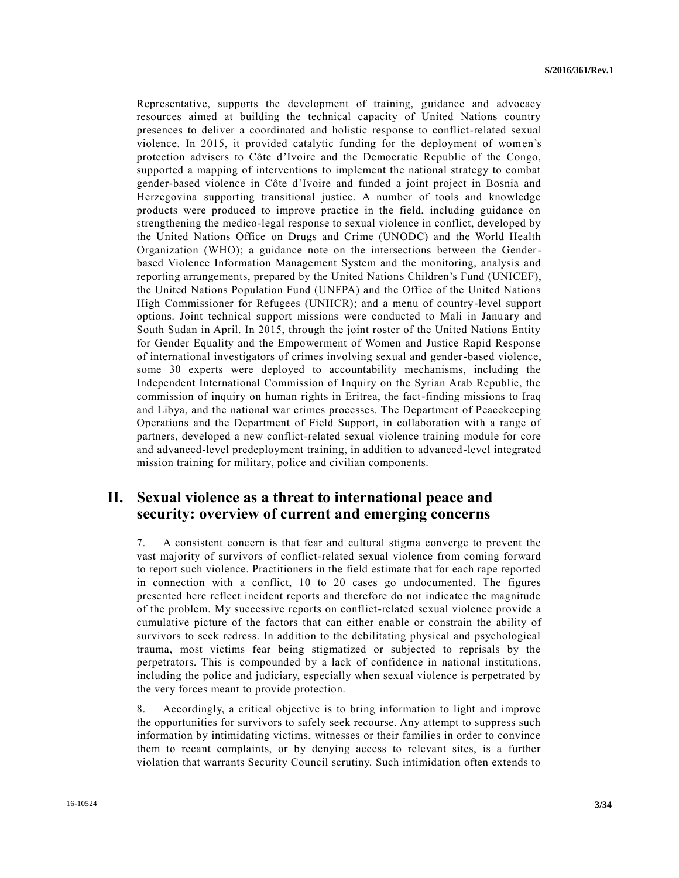Representative, supports the development of training, guidance and advocacy resources aimed at building the technical capacity of United Nations country presences to deliver a coordinated and holistic response to conflict-related sexual violence. In 2015, it provided catalytic funding for the deployment of women's protection advisers to Côte d'Ivoire and the Democratic Republic of the Congo, supported a mapping of interventions to implement the national strategy to combat gender-based violence in Côte d'Ivoire and funded a joint project in Bosnia and Herzegovina supporting transitional justice. A number of tools and knowledge products were produced to improve practice in the field, including guidance on strengthening the medico-legal response to sexual violence in conflict, developed by the United Nations Office on Drugs and Crime (UNODC) and the World Health Organization (WHO); a guidance note on the intersections between the Gender-based Violence Information Management System and the monitoring, analysis and reporting arrangements, prepared by the United Nations Children's Fund (UNICEF), the United Nations Population Fund (UNFPA) and the Office of the United Nations High Commissioner for Refugees (UNHCR); and a menu of country-level support options. Joint technical support missions were conducted to Mali in January and South Sudan in April. In 2015, through the joint roster of the United Nations Entity for Gender Equality and the Empowerment of Women and Justice Rapid Response of international investigators of crimes involving sexual and gender-based violence, some 30 experts were deployed to accountability mechanisms, including the Independent International Commission of Inquiry on the Syrian Arab Republic, the commission of inquiry on human rights in Eritrea, the fact-finding missions to Iraq and Libya, and the national war crimes processes. The Department of Peacekeeping Operations and the Department of Field Support, in collaboration with a range of partners, developed a new conflict-related sexual violence training module for core and advanced-level predeployment training, in addition to advanced-level integrated mission training for military, police and civilian components.

## II. Sexual violence as a threat to international peace and security: overview of current and emerging concerns

7. A consistent concern is that fear and cultural stigma converge to prevent the vast majority of survivors of conflict-related sexual violence from coming forward to report such violence. Practitioners in the field estimate that for each rape reported in connection with a conflict, 10 to 20 cases go undocumented. The figures presented here reflect incident reports and therefore do not indicatee the magnitude of the problem. My successive reports on conflict-related sexual violence provide a cumulative picture of the factors that can either enable or constrain the ability of survivors to seek redress. In addition to the debilitating physical and psychological trauma, most victims fear being stigmatized or subjected to reprisals by the perpetrators. This is compounded by a lack of confidence in national institutions, including the police and judiciary, especially when sexual violence is perpetrated by the very forces meant to provide protection.

8. Accordingly, a critical objective is to bring information to light and improve the opportunities for survivors to safely seek recourse. Any attempt to suppress such information by intimidating victims, witnesses or their families in order to convince them to recant complaints, or by denying access to relevant sites, is a further violation that warrants Security Council scrutiny. Such intimidation often extends to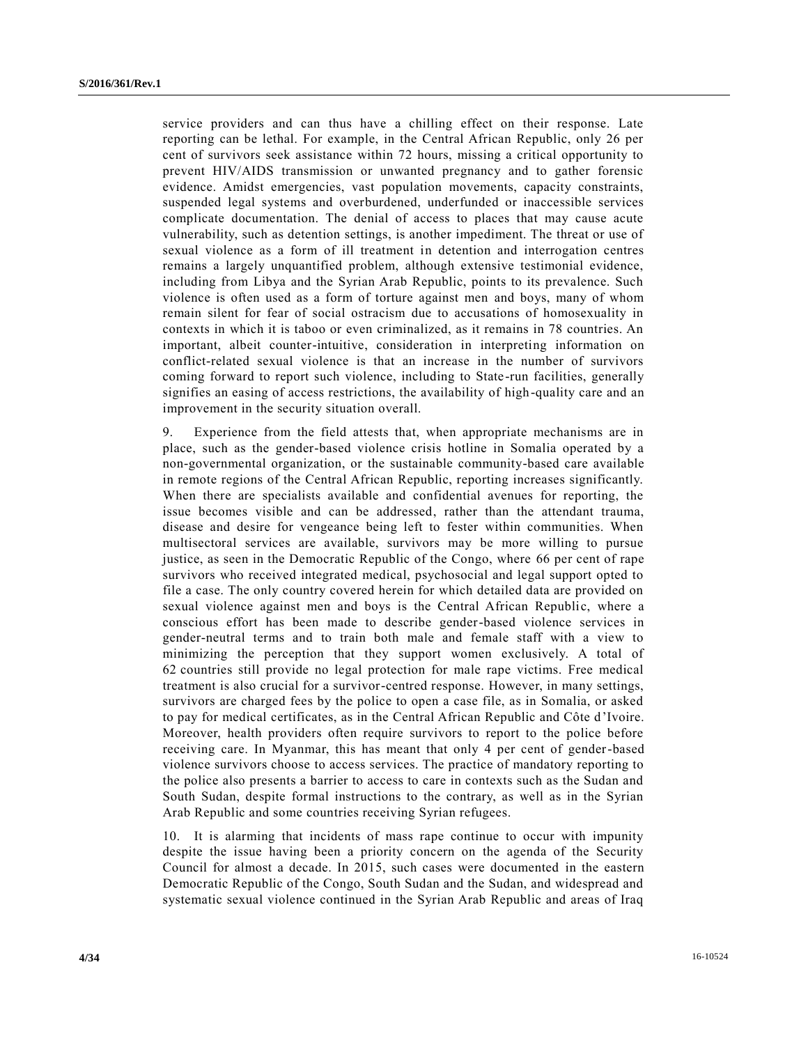service providers and can thus have a chilling effect on their response. Late reporting can be lethal. For example, in the Central African Republic, only 26 per cent of survivors seek assistance within 72 hours, missing a critical opportunity to prevent HIV/AIDS transmission or unwanted pregnancy and to gather forensic evidence. Amidst emergencies, vast population movements, capacity constraints, suspended legal systems and overburdened, underfunded or inaccessible services complicate documentation. The denial of access to places that may cause acute vulnerability, such as detention settings, is another impediment. The threat or use of sexual violence as a form of ill treatment in detention and interrogation centres remains a largely unquantified problem, although extensive testimonial evidence, including from Libya and the Syrian Arab Republic, points to its prevalence. Such violence is often used as a form of torture against men and boys, many of whom remain silent for fear of social ostracism due to accusations of homosexuality in contexts in which it is taboo or even criminalized, as it remains in 78 countries. An important, albeit counter-intuitive, consideration in interpreting information on conflict-related sexual violence is that an increase in the number of survivors coming forward to report such violence, including to State-run facilities, generally signifies an easing of access restrictions, the availability of high-quality care and an improvement in the security situation overall.

9. Experience from the field attests that, when appropriate mechanisms are in place, such as the gender-based violence crisis hotline in Somalia operated by a non-governmental organization, or the sustainable community-based care available in remote regions of the Central African Republic, reporting increases significantly. When there are specialists available and confidential avenues for reporting, the issue becomes visible and can be addressed, rather than the attendant trauma, disease and desire for vengeance being left to fester within communities. When multisectoral services are available, survivors may be more willing to pursue justice, as seen in the Democratic Republic of the Congo, where 66 per cent of rape survivors who received integrated medical, psychosocial and legal support opted to file a case. The only country covered herein for which detailed data are provided on sexual violence against men and boys is the Central African Republic, where a conscious effort has been made to describe gender-based violence services in gender-neutral terms and to train both male and female staff with a view to minimizing the perception that they support women exclusively. A total of 62 countries still provide no legal protection for male rape victims. Free medical treatment is also crucial for a survivor-centred response. However, in many settings, survivors are charged fees by the police to open a case file, as in Somalia, or asked to pay for medical certificates, as in the Central African Republic and Côte d'Ivoire. Moreover, health providers often require survivors to report to the police before receiving care. In Myanmar, this has meant that only 4 per cent of gender-based violence survivors choose to access services. The practice of mandatory reporting to the police also presents a barrier to access to care in contexts such as the Sudan and South Sudan, despite formal instructions to the contrary, as well as in the Syrian Arab Republic and some countries receiving Syrian refugees.

10. It is alarming that incidents of mass rape continue to occur with impunity despite the issue having been a priority concern on the agenda of the Security Council for almost a decade. In 2015, such cases were documented in the eastern Democratic Republic of the Congo, South Sudan and the Sudan, and widespread and systematic sexual violence continued in the Syrian Arab Republic and areas of Iraq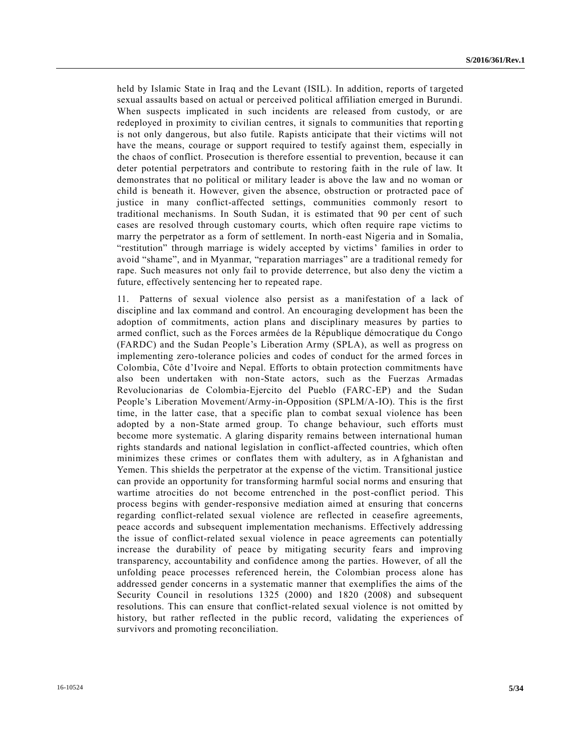held by Islamic State in Iraq and the Levant (ISIL). In addition, reports of targeted sexual assaults based on actual or perceived political affiliation emerged in Burundi. When suspects implicated in such incidents are released from custody, or are redeployed in proximity to civilian centres, it signals to communities that reporting is not only dangerous, but also futile. Rapists anticipate that their victims will not have the means, courage or support required to testify against them, especially in the chaos of conflict. Prosecution is therefore essential to prevention, because it can deter potential perpetrators and contribute to restoring faith in the rule of law. It demonstrates that no political or military leader is above the law and no woman or child is beneath it. However, given the absence, obstruction or protracted pace of justice in many conflict-affected settings, communities commonly resort to traditional mechanisms. In South Sudan, it is estimated that 90 per cent of such cases are resolved through customary courts, which often require rape victims to marry the perpetrator as a form of settlement. In north-east Nigeria and in Somalia, "restitution" through marriage is widely accepted by victims' families in order to avoid "shame", and in Myanmar, "reparation marriages" are a traditional remedy for rape. Such measures not only fail to provide deterrence, but also deny the victim a future, effectively sentencing her to repeated rape.

11. Patterns of sexual violence also persist as a manifestation of a lack of discipline and lax command and control. An encouraging development has been the adoption of commitments, action plans and disciplinary measures by parties to armed conflict, such as the Forces armées de la République démocratique du Congo (FARDC) and the Sudan People's Liberation Army (SPLA), as well as progress on implementing zero-tolerance policies and codes of conduct for the armed forces in Colombia, Côte d'Ivoire and Nepal. Efforts to obtain protection commitments have also been undertaken with non-State actors, such as the Fuerzas Armadas Revolucionarias de Colombia-Ejercito del Pueblo (FARC-EP) and the Sudan People's Liberation Movement/Army-in-Opposition (SPLM/A-IO). This is the first time, in the latter case, that a specific plan to combat sexual violence has been adopted by a non-State armed group. To change behaviour, such efforts must become more systematic. A glaring disparity remains between international human rights standards and national legislation in conflict-affected countries, which often minimizes these crimes or conflates them with adultery, as in Afghanistan and Yemen. This shields the perpetrator at the expense of the victim. Transitional justice can provide an opportunity for transforming harmful social norms and ensuring that wartime atrocities do not become entrenched in the post-conflict period. This process begins with gender-responsive mediation aimed at ensuring that concerns regarding conflict-related sexual violence are reflected in ceasefire agreements, peace accords and subsequent implementation mechanisms. Effectively addressing the issue of conflict-related sexual violence in peace agreements can potentially increase the durability of peace by mitigating security fears and improving transparency, accountability and confidence among the parties. However, of all the unfolding peace processes referenced herein, the Colombian process alone has addressed gender concerns in a systematic manner that exemplifies the aims of the Security Council in resolutions 1325 (2000) and 1820 (2008) and subsequent resolutions. This can ensure that conflict-related sexual violence is not omitted by history, but rather reflected in the public record, validating the experiences of survivors and promoting reconciliation.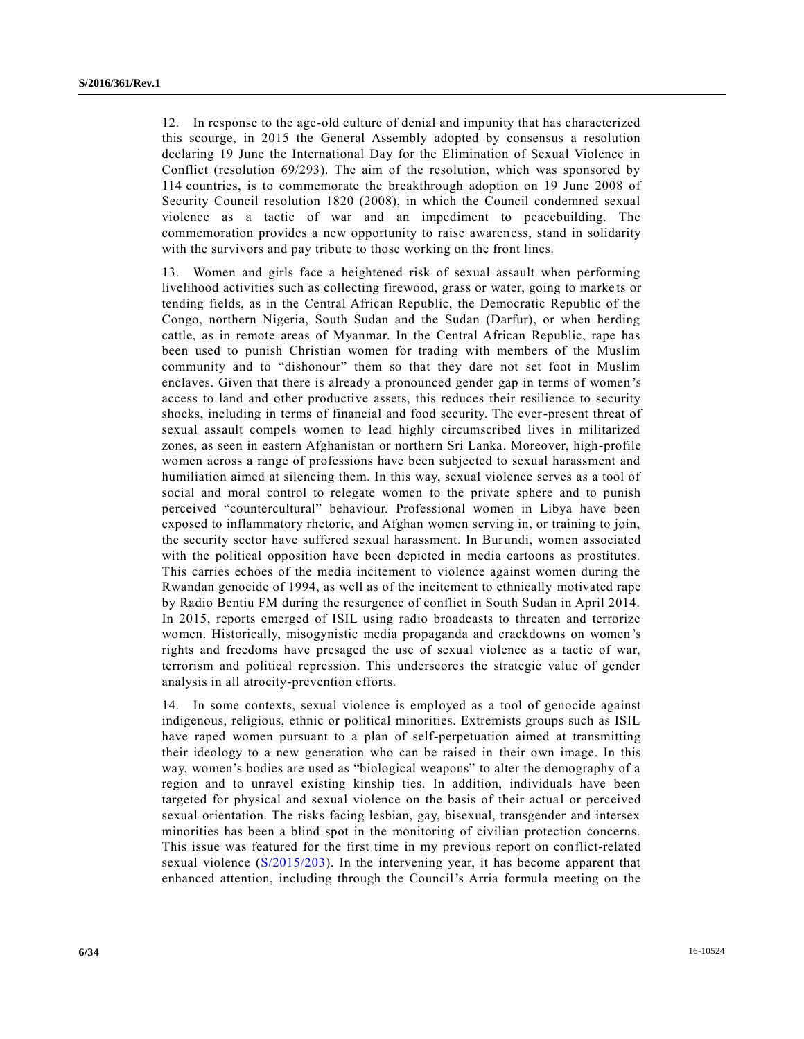12. In response to the age-old culture of denial and impunity that has characterized this scourge, in 2015 the General Assembly adopted by consensus a resolution declaring 19 June the International Day for the Elimination of Sexual Violence in Conflict (resolution 69/293). The aim of the resolution, which was sponsored by 114 countries, is to commemorate the breakthrough adoption on 19 June 2008 of Security Council resolution 1820 (2008), in which the Council condemned sexual violence as a tactic of war and an impediment to peacebuilding. The commemoration provides a new opportunity to raise awareness, stand in solidarity with the survivors and pay tribute to those working on the front lines.

13. Women and girls face a heightened risk of sexual assault when performing livelihood activities such as collecting firewood, grass or water, going to markets or tending fields, as in the Central African Republic, the Democratic Republic of the Congo, northern Nigeria, South Sudan and the Sudan (Darfur), or when herding cattle, as in remote areas of Myanmar. In the Central African Republic, rape has been used to punish Christian women for trading with members of the Muslim community and to "dishonour" them so that they dare not set foot in Muslim enclaves. Given that there is already a pronounced gender gap in terms of women's access to land and other productive assets, this reduces their resilience to security shocks, including in terms of financial and food security. The ever-present threat of sexual assault compels women to lead highly circumscribed lives in militarized zones, as seen in eastern Afghanistan or northern Sri Lanka. Moreover, high-profile women across a range of professions have been subjected to sexual harassment and humiliation aimed at silencing them. In this way, sexual violence serves as a tool of social and moral control to relegate women to the private sphere and to punish perceived "countercultural" behaviour. Professional women in Libya have been exposed to inflammatory rhetoric, and Afghan women serving in, or training to join, the security sector have suffered sexual harassment. In Burundi, women associated with the political opposition have been depicted in media cartoons as prostitutes. This carries echoes of the media incitement to violence against women during the Rwandan genocide of 1994, as well as of the incitement to ethnically motivated rape by Radio Bentiu FM during the resurgence of conflict in South Sudan in April 2014. In 2015, reports emerged of ISIL using radio broadcasts to threaten and terrorize women. Historically, misogynistic media propaganda and crackdowns on women's rights and freedoms have presaged the use of sexual violence as a tactic of war, terrorism and political repression. This underscores the strategic value of gender analysis in all atrocity-prevention efforts.

14. In some contexts, sexual violence is employed as a tool of genocide against indigenous, religious, ethnic or political minorities. Extremists groups such as ISIL have raped women pursuant to a plan of self-perpetuation aimed at transmitting their ideology to a new generation who can be raised in their own image. In this way, women's bodies are used as "biological weapons" to alter the demography of a region and to unravel existing kinship ties. In addition, individuals have been targeted for physical and sexual violence on the basis of their actual or perceived sexual orientation. The risks facing lesbian, gay, bisexual, transgender and intersex minorities has been a blind spot in the monitoring of civilian protection concerns. This issue was featured for the first time in my previous report on conflict-related sexual violence (S/2015/203). In the intervening year, it has become apparent that enhanced attention, including through the Council's Arria formula meeting on the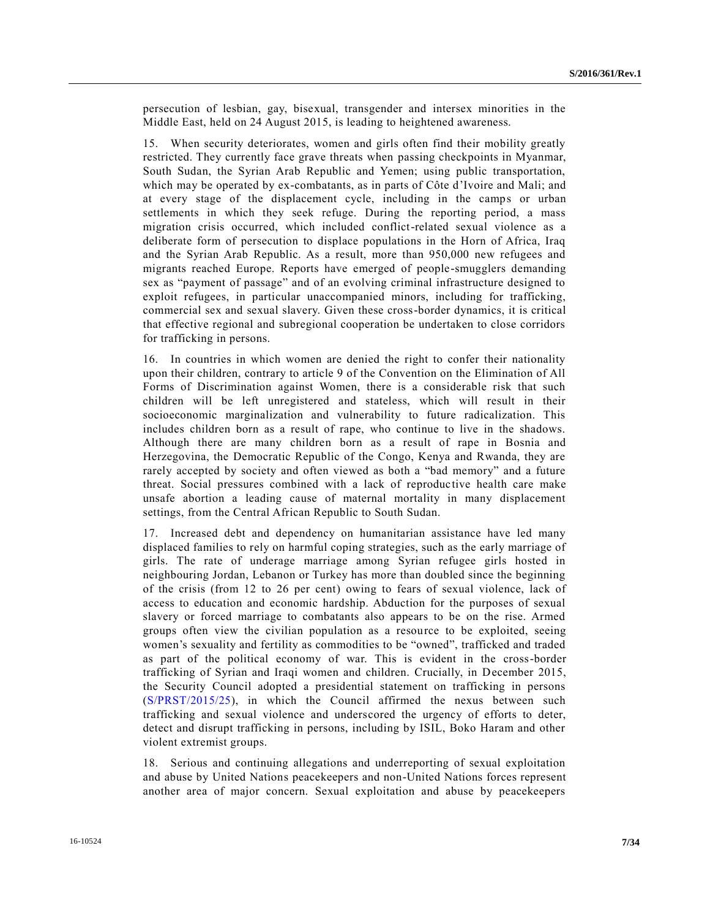persecution of lesbian, gay, bisexual, transgender and intersex minorities in the Middle East, held on 24 August 2015, is leading to heightened awareness.

15. When security deteriorates, women and girls often find their mobility greatly restricted. They currently face grave threats when passing checkpoints in Myanmar, South Sudan, the Syrian Arab Republic and Yemen; using public transportation, which may be operated by ex-combatants, as in parts of Côte d'Ivoire and Mali; and at every stage of the displacement cycle, including in the camps or urban settlements in which they seek refuge. During the reporting period, a mass migration crisis occurred, which included conflict-related sexual violence as a deliberate form of persecution to displace populations in the Horn of Africa, Iraq and the Syrian Arab Republic. As a result, more than 950,000 new refugees and migrants reached Europe. Reports have emerged of people-smugglers demanding sex as "payment of passage" and of an evolving criminal infrastructure designed to exploit refugees, in particular unaccompanied minors, including for trafficking, commercial sex and sexual slavery. Given these cross-border dynamics, it is critical that effective regional and subregional cooperation be undertaken to close corridors for trafficking in persons.

16. In countries in which women are denied the right to confer their nationality upon their children, contrary to article 9 of the Convention on the Elimination of All Forms of Discrimination against Women, there is a considerable risk that such children will be left unregistered and stateless, which will result in their socioeconomic marginalization and vulnerability to future radicalization. This includes children born as a result of rape, who continue to live in the shadows. Although there are many children born as a result of rape in Bosnia and Herzegovina, the Democratic Republic of the Congo, Kenya and Rwanda, they are rarely accepted by society and often viewed as both a "bad memory" and a future threat. Social pressures combined with a lack of reproductive health care make unsafe abortion a leading cause of maternal mortality in many displacement settings, from the Central African Republic to South Sudan.

17. Increased debt and dependency on humanitarian assistance have led many displaced families to rely on harmful coping strategies, such as the early marriage of girls. The rate of underage marriage among Syrian refugee girls hosted in neighbouring Jordan, Lebanon or Turkey has more than doubled since the beginning of the crisis (from 12 to 26 per cent) owing to fears of sexual violence, lack of access to education and economic hardship. Abduction for the purposes of sexual slavery or forced marriage to combatants also appears to be on the rise. Armed groups often view the civilian population as a resource to be exploited, seeing women's sexuality and fertility as commodities to be "owned", trafficked and traded as part of the political economy of war. This is evident in the cross-border trafficking of Syrian and Iraqi women and children. Crucially, in December 2015, the Security Council adopted a presidential statement on trafficking in persons (S/PRST/2015/25), in which the Council affirmed the nexus between such trafficking and sexual violence and underscored the urgency of efforts to deter, detect and disrupt trafficking in persons, including by ISIL, Boko Haram and other violent extremist groups.

18. Serious and continuing allegations and underreporting of sexual exploitation and abuse by United Nations peacekeepers and non-United Nations forces represent another area of major concern. Sexual exploitation and abuse by peacekeepers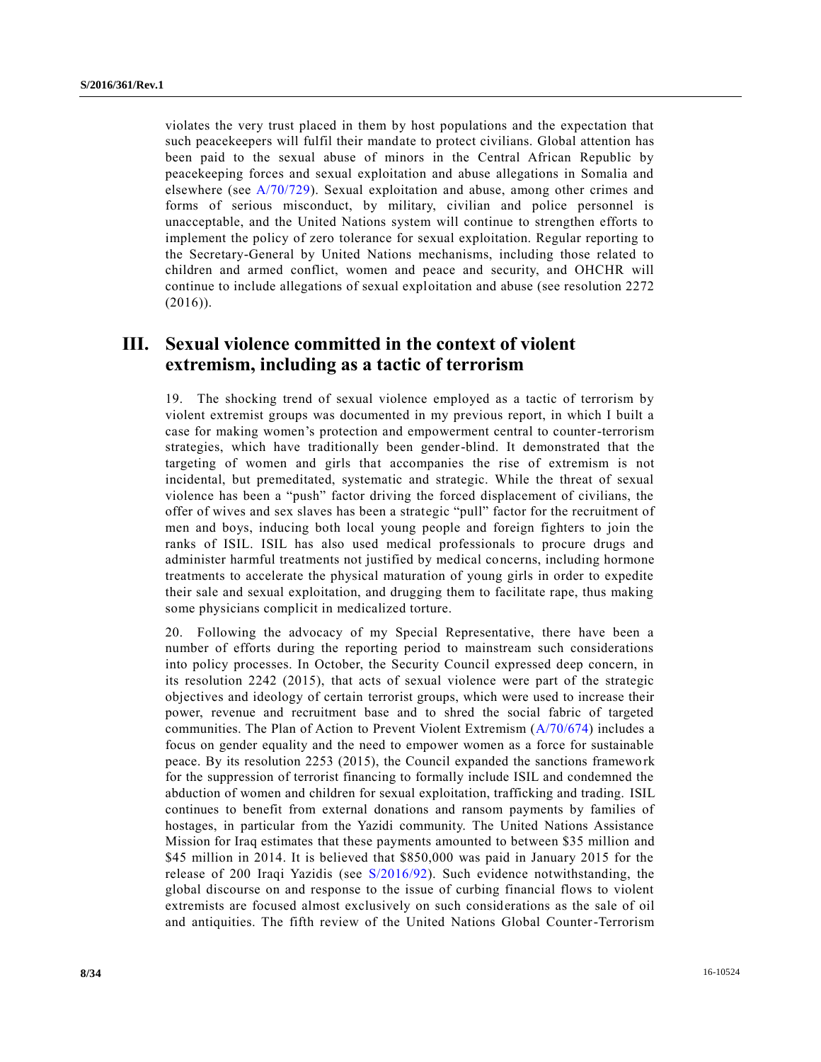violates the very trust placed in them by host populations and the expectation that such peacekeepers will fulfil their mandate to protect civilians. Global attention has been paid to the sexual abuse of minors in the Central African Republic by peacekeeping forces and sexual exploitation and abuse allegations in Somalia and elsewhere (see A/70/729). Sexual exploitation and abuse, among other crimes and forms of serious misconduct, by military, civilian and police personnel is unacceptable, and the United Nations system will continue to strengthen efforts to implement the policy of zero tolerance for sexual exploitation. Regular reporting to the Secretary-General by United Nations mechanisms, including those related to children and armed conflict, women and peace and security, and OHCHR will continue to include allegations of sexual exploitation and abuse (see resolution 2272 (2016)).

## III. Sexual violence committed in the context of violent extremism, including as a tactic of terrorism

19. The shocking trend of sexual violence employed as a tactic of terrorism by violent extremist groups was documented in my previous report, in which I built a case for making women's protection and empowerment central to counter-terrorism strategies, which have traditionally been gender-blind. It demonstrated that the targeting of women and girls that accompanies the rise of extremism is not incidental, but premeditated, systematic and strategic. While the threat of sexual violence has been a "push" factor driving the forced displacement of civilians, the offer of wives and sex slaves has been a strategic "pull" factor for the recruitment of men and boys, inducing both local young people and foreign fighters to join the ranks of ISIL. ISIL has also used medical professionals to procure drugs and administer harmful treatments not justified by medical concerns, including hormone treatments to accelerate the physical maturation of young girls in order to expedite their sale and sexual exploitation, and drugging them to facilitate rape, thus making some physicians complicit in medicalized torture.

20. Following the advocacy of my Special Representative, there have been a number of efforts during the reporting period to mainstream such considerations into policy processes. In October, the Security Council expressed deep concern, in its resolution 2242 (2015), that acts of sexual violence were part of the strategic objectives and ideology of certain terrorist groups, which were used to increase their power, revenue and recruitment base and to shred the social fabric of targeted communities. The Plan of Action to Prevent Violent Extremism (A/70/674) includes a focus on gender equality and the need to empower women as a force for sustainable peace. By its resolution 2253 (2015), the Council expanded the sanctions framework for the suppression of terrorist financing to formally include ISIL and condemned the abduction of women and children for sexual exploitation, trafficking and trading. ISIL continues to benefit from external donations and ransom payments by families of hostages, in particular from the Yazidi community. The United Nations Assistance Mission for Iraq estimates that these payments amounted to between $35 million and $45 million in 2014. It is believed that $850,000 was paid in January 2015 for the release of 200 Iraqi Yazidis (see S/2016/92). Such evidence notwithstanding, the global discourse on and response to the issue of curbing financial flows to violent extremists are focused almost exclusively on such considerations as the sale of oil and antiquities. The fifth review of the United Nations Global Counter-Terrorism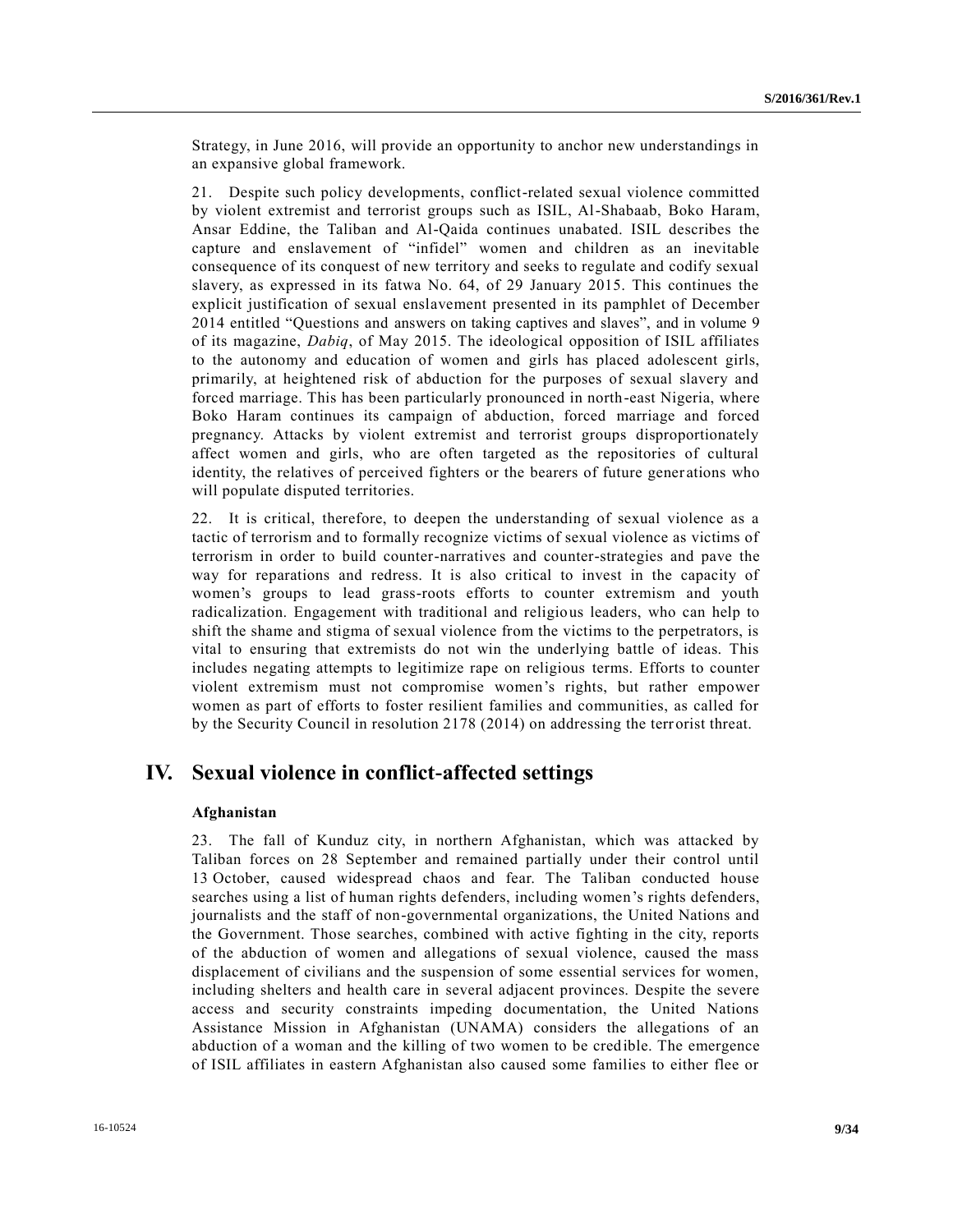Strategy, in June 2016, will provide an opportunity to anchor new understandings in an expansive global framework.

21. Despite such policy developments, conflict-related sexual violence committed by violent extremist and terrorist groups such as ISIL, Al-Shabaab, Boko Haram, Ansar Eddine, the Taliban and Al-Qaida continues unabated. ISIL describes the capture and enslavement of "infidel" women and children as an inevitable consequence of its conquest of new territory and seeks to regulate and codify sexual slavery, as expressed in its fatwa No. 64, of 29 January 2015. This continues the explicit justification of sexual enslavement presented in its pamphlet of December 2014 entitled "Questions and answers on taking captives and slaves", and in volume 9 of its magazine, *Dabiq*, of May 2015. The ideological opposition of ISIL affiliates to the autonomy and education of women and girls has placed adolescent girls, primarily, at heightened risk of abduction for the purposes of sexual slavery and forced marriage. This has been particularly pronounced in north-east Nigeria, where Boko Haram continues its campaign of abduction, forced marriage and forced pregnancy. Attacks by violent extremist and terrorist groups disproportionately affect women and girls, who are often targeted as the repositories of cultural identity, the relatives of perceived fighters or the bearers of future generations who will populate disputed territories.

22. It is critical, therefore, to deepen the understanding of sexual violence as a tactic of terrorism and to formally recognize victims of sexual violence as victims of terrorism in order to build counter-narratives and counter-strategies and pave the way for reparations and redress. It is also critical to invest in the capacity of women's groups to lead grass-roots efforts to counter extremism and youth radicalization. Engagement with traditional and religious leaders, who can help to shift the shame and stigma of sexual violence from the victims to the perpetrators, is vital to ensuring that extremists do not win the underlying battle of ideas. This includes negating attempts to legitimize rape on religious terms. Efforts to counter violent extremism must not compromise women's rights, but rather empower women as part of efforts to foster resilient families and communities, as called for by the Security Council in resolution 2178 (2014) on addressing the terrorist threat.

# IV. Sexual violence in conflict-affected settings

### Afghanistan

23. The fall of Kunduz city, in northern Afghanistan, which was attacked by Taliban forces on 28 September and remained partially under their control until 13 October, caused widespread chaos and fear. The Taliban conducted house searches using a list of human rights defenders, including women's rights defenders, journalists and the staff of non-governmental organizations, the United Nations and the Government. Those searches, combined with active fighting in the city, reports of the abduction of women and allegations of sexual violence, caused the mass displacement of civilians and the suspension of some essential services for women, including shelters and health care in several adjacent provinces. Despite the severe access and security constraints impeding documentation, the United Nations Assistance Mission in Afghanistan (UNAMA) considers the allegations of an abduction of a woman and the killing of two women to be credible. The emergence of ISIL affiliates in eastern Afghanistan also caused some families to either flee or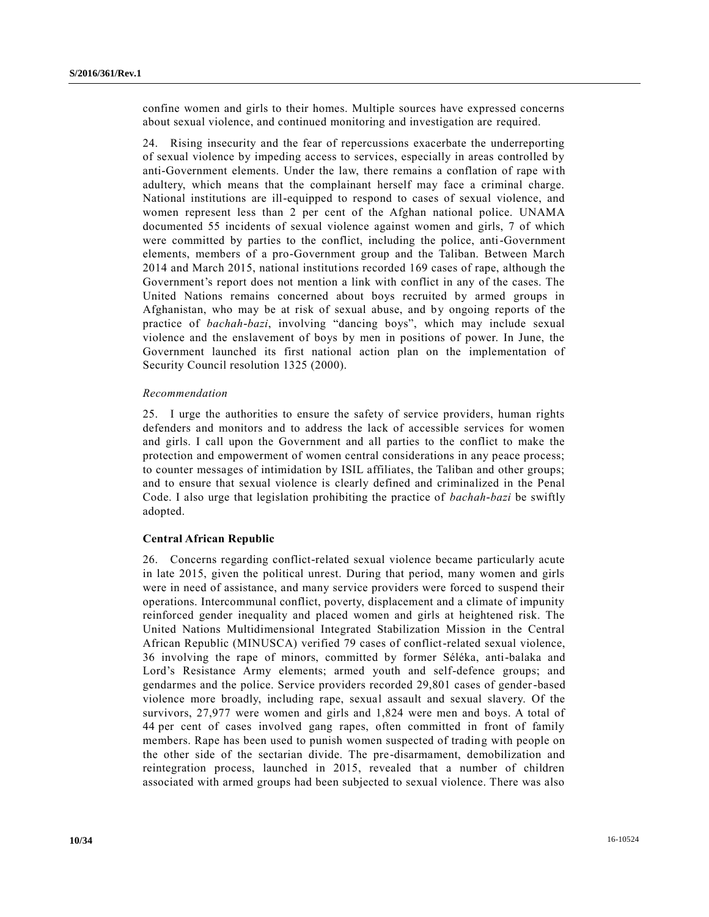confine women and girls to their homes. Multiple sources have expressed concerns about sexual violence, and continued monitoring and investigation are required.

24. Rising insecurity and the fear of repercussions exacerbate the underreporting of sexual violence by impeding access to services, especially in areas controlled by anti-Government elements. Under the law, there remains a conflation of rape with adultery, which means that the complainant herself may face a criminal charge. National institutions are ill-equipped to respond to cases of sexual violence, and women represent less than 2 per cent of the Afghan national police. UNAMA documented 55 incidents of sexual violence against women and girls, 7 of which were committed by parties to the conflict, including the police, anti-Government elements, members of a pro-Government group and the Taliban. Between March 2014 and March 2015, national institutions recorded 169 cases of rape, although the Government's report does not mention a link with conflict in any of the cases. The United Nations remains concerned about boys recruited by armed groups in Afghanistan, who may be at risk of sexual abuse, and by ongoing reports of the practice of *bachah-bazi*, involving "dancing boys", which may include sexual violence and the enslavement of boys by men in positions of power. In June, the Government launched its first national action plan on the implementation of Security Council resolution 1325 (2000).

*Recommendation*

25. I urge the authorities to ensure the safety of service providers, human rights defenders and monitors and to address the lack of accessible services for women and girls. I call upon the Government and all parties to the conflict to make the protection and empowerment of women central considerations in any peace process; to counter messages of intimidation by ISIL affiliates, the Taliban and other groups; and to ensure that sexual violence is clearly defined and criminalized in the Penal Code. I also urge that legislation prohibiting the practice of *bachah-bazi* be swiftly adopted.

### Central African Republic

26. Concerns regarding conflict-related sexual violence became particularly acute in late 2015, given the political unrest. During that period, many women and girls were in need of assistance, and many service providers were forced to suspend their operations. Intercommunal conflict, poverty, displacement and a climate of impunity reinforced gender inequality and placed women and girls at heightened risk. The United Nations Multidimensional Integrated Stabilization Mission in the Central African Republic (MINUSCA) verified 79 cases of conflict-related sexual violence, 36 involving the rape of minors, committed by former Séléka, anti-balaka and Lord's Resistance Army elements; armed youth and self-defence groups; and gendarmes and the police. Service providers recorded 29,801 cases of gender-based violence more broadly, including rape, sexual assault and sexual slavery. Of the survivors, 27,977 were women and girls and 1,824 were men and boys. A total of 44 per cent of cases involved gang rapes, often committed in front of family members. Rape has been used to punish women suspected of trading with people on the other side of the sectarian divide. The pre-disarmament, demobilization and reintegration process, launched in 2015, revealed that a number of children associated with armed groups had been subjected to sexual violence. There was also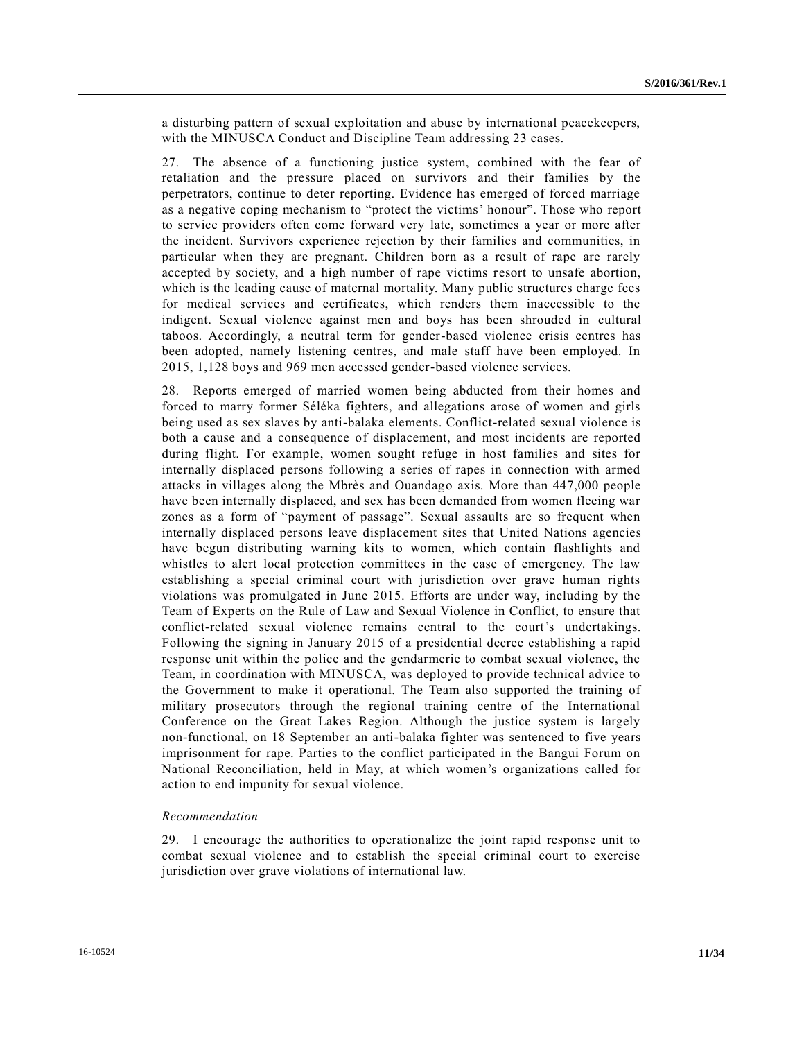a disturbing pattern of sexual exploitation and abuse by international peacekeepers, with the MINUSCA Conduct and Discipline Team addressing 23 cases.

27. The absence of a functioning justice system, combined with the fear of retaliation and the pressure placed on survivors and their families by the perpetrators, continue to deter reporting. Evidence has emerged of forced marriage as a negative coping mechanism to "protect the victims' honour". Those who report to service providers often come forward very late, sometimes a year or more after the incident. Survivors experience rejection by their families and communities, in particular when they are pregnant. Children born as a result of rape are rarely accepted by society, and a high number of rape victims resort to unsafe abortion, which is the leading cause of maternal mortality. Many public structures charge fees for medical services and certificates, which renders them inaccessible to the indigent. Sexual violence against men and boys has been shrouded in cultural taboos. Accordingly, a neutral term for gender-based violence crisis centres has been adopted, namely listening centres, and male staff have been employed. In 2015, 1,128 boys and 969 men accessed gender-based violence services.

28. Reports emerged of married women being abducted from their homes and forced to marry former Séléka fighters, and allegations arose of women and girls being used as sex slaves by anti-balaka elements. Conflict-related sexual violence is both a cause and a consequence of displacement, and most incidents are reported during flight. For example, women sought refuge in host families and sites for internally displaced persons following a series of rapes in connection with armed attacks in villages along the Mbrès and Ouandago axis. More than 447,000 people have been internally displaced, and sex has been demanded from women fleeing war zones as a form of "payment of passage". Sexual assaults are so frequent when internally displaced persons leave displacement sites that United Nations agencies have begun distributing warning kits to women, which contain flashlights and whistles to alert local protection committees in the case of emergency. The law establishing a special criminal court with jurisdiction over grave human rights violations was promulgated in June 2015. Efforts are under way, including by the Team of Experts on the Rule of Law and Sexual Violence in Conflict, to ensure that conflict-related sexual violence remains central to the court's undertakings. Following the signing in January 2015 of a presidential decree establishing a rapid response unit within the police and the gendarmerie to combat sexual violence, the Team, in coordination with MINUSCA, was deployed to provide technical advice to the Government to make it operational. The Team also supported the training of military prosecutors through the regional training centre of the International Conference on the Great Lakes Region. Although the justice system is largely non-functional, on 18 September an anti-balaka fighter was sentenced to five years imprisonment for rape. Parties to the conflict participated in the Bangui Forum on National Reconciliation, held in May, at which women's organizations called for action to end impunity for sexual violence.

*Recommendation*

29. I encourage the authorities to operationalize the joint rapid response unit to combat sexual violence and to establish the special criminal court to exercise jurisdiction over grave violations of international law.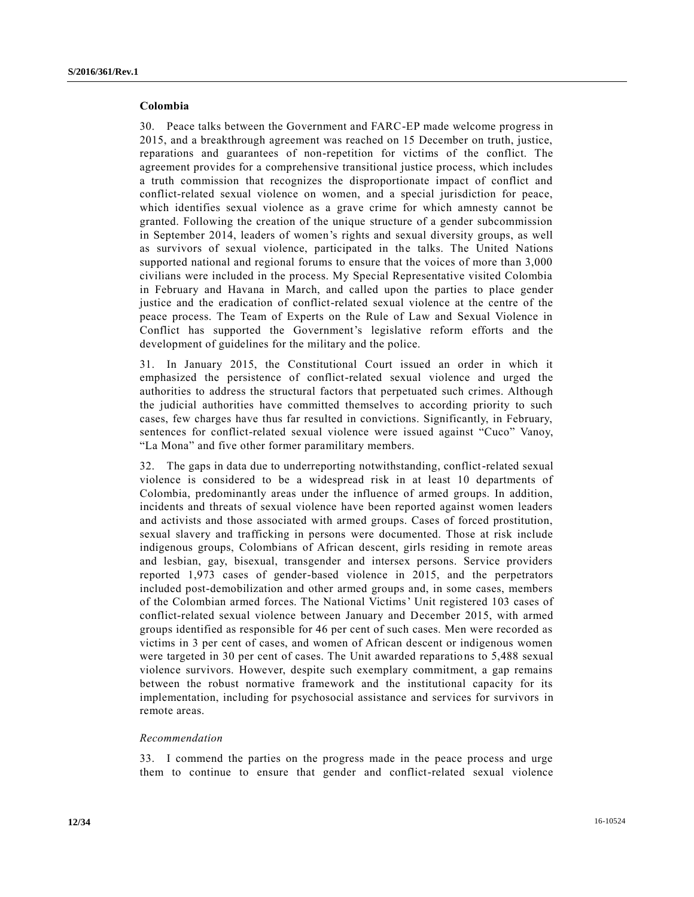### Colombia

30. Peace talks between the Government and FARC-EP made welcome progress in 2015, and a breakthrough agreement was reached on 15 December on truth, justice, reparations and guarantees of non-repetition for victims of the conflict. The agreement provides for a comprehensive transitional justice process, which includes a truth commission that recognizes the disproportionate impact of conflict and conflict-related sexual violence on women, and a special jurisdiction for peace, which identifies sexual violence as a grave crime for which amnesty cannot be granted. Following the creation of the unique structure of a gender subcommission in September 2014, leaders of women's rights and sexual diversity groups, as well as survivors of sexual violence, participated in the talks. The United Nations supported national and regional forums to ensure that the voices of more than 3,000 civilians were included in the process. My Special Representative visited Colombia in February and Havana in March, and called upon the parties to place gender justice and the eradication of conflict-related sexual violence at the centre of the peace process. The Team of Experts on the Rule of Law and Sexual Violence in Conflict has supported the Government's legislative reform efforts and the development of guidelines for the military and the police.

31. In January 2015, the Constitutional Court issued an order in which it emphasized the persistence of conflict-related sexual violence and urged the authorities to address the structural factors that perpetuated such crimes. Although the judicial authorities have committed themselves to according priority to such cases, few charges have thus far resulted in convictions. Significantly, in February, sentences for conflict-related sexual violence were issued against "Cuco" Vanoy, "La Mona" and five other former paramilitary members.

32. The gaps in data due to underreporting notwithstanding, conflict-related sexual violence is considered to be a widespread risk in at least 10 departments of Colombia, predominantly areas under the influence of armed groups. In addition, incidents and threats of sexual violence have been reported against women leaders and activists and those associated with armed groups. Cases of forced prostitution, sexual slavery and trafficking in persons were documented. Those at risk include indigenous groups, Colombians of African descent, girls residing in remote areas and lesbian, gay, bisexual, transgender and intersex persons. Service providers reported 1,973 cases of gender-based violence in 2015, and the perpetrators included post-demobilization and other armed groups and, in some cases, members of the Colombian armed forces. The National Victims' Unit registered 103 cases of conflict-related sexual violence between January and December 2015, with armed groups identified as responsible for 46 per cent of such cases. Men were recorded as victims in 3 per cent of cases, and women of African descent or indigenous women were targeted in 30 per cent of cases. The Unit awarded reparations to 5,488 sexual violence survivors. However, despite such exemplary commitment, a gap remains between the robust normative framework and the institutional capacity for its implementation, including for psychosocial assistance and services for survivors in remote areas.

*Recommendation*

33. I commend the parties on the progress made in the peace process and urge them to continue to ensure that gender and conflict-related sexual violence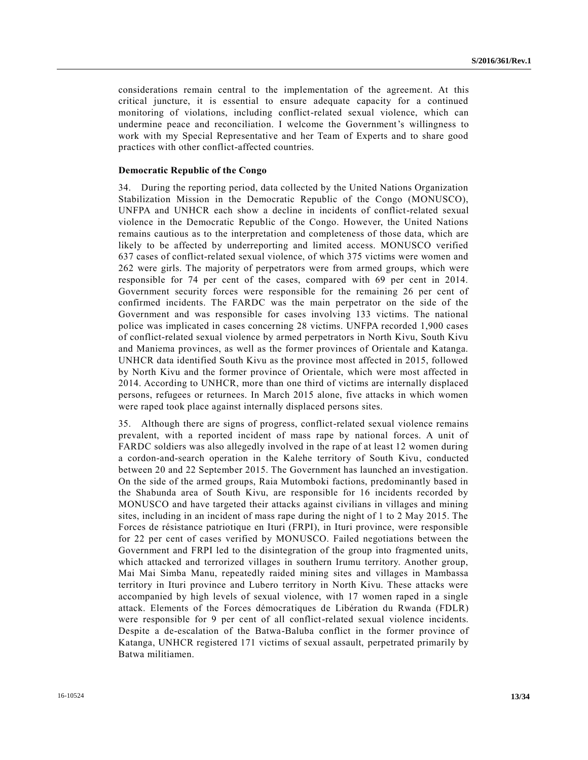considerations remain central to the implementation of the agreement. At this critical juncture, it is essential to ensure adequate capacity for a continued monitoring of violations, including conflict-related sexual violence, which can undermine peace and reconciliation. I welcome the Government's willingness to work with my Special Representative and her Team of Experts and to share good practices with other conflict-affected countries.

**Democratic Republic of the Congo**

34. During the reporting period, data collected by the United Nations Organization Stabilization Mission in the Democratic Republic of the Congo (MONUSCO), UNFPA and UNHCR each show a decline in incidents of conflict-related sexual violence in the Democratic Republic of the Congo. However, the United Nations remains cautious as to the interpretation and completeness of those data, which are likely to be affected by underreporting and limited access. MONUSCO verified 637 cases of conflict-related sexual violence, of which 375 victims were women and 262 were girls. The majority of perpetrators were from armed groups, which were responsible for 74 per cent of the cases, compared with 69 per cent in 2014. Government security forces were responsible for the remaining 26 per cent of confirmed incidents. The FARDC was the main perpetrator on the side of the Government and was responsible for cases involving 133 victims. The national police was implicated in cases concerning 28 victims. UNFPA recorded 1,900 cases of conflict-related sexual violence by armed perpetrators in North Kivu, South Kivu and Maniema provinces, as well as the former provinces of Orientale and Katanga. UNHCR data identified South Kivu as the province most affected in 2015, followed by North Kivu and the former province of Orientale, which were most affected in 2014. According to UNHCR, more than one third of victims are internally displaced persons, refugees or returnees. In March 2015 alone, five attacks in which women were raped took place against internally displaced persons sites.

35. Although there are signs of progress, conflict-related sexual violence remains prevalent, with a reported incident of mass rape by national forces. A unit of FARDC soldiers was also allegedly involved in the rape of at least 12 women during a cordon-and-search operation in the Kalehe territory of South Kivu, conducted between 20 and 22 September 2015. The Government has launched an investigation. On the side of the armed groups, Raia Mutomboki factions, predominantly based in the Shabunda area of South Kivu, are responsible for 16 incidents recorded by MONUSCO and have targeted their attacks against civilians in villages and mining sites, including in an incident of mass rape during the night of 1 to 2 May 2015. The Forces de résistance patriotique en Ituri (FRPI), in Ituri province, were responsible for 22 per cent of cases verified by MONUSCO. Failed negotiations between the Government and FRPI led to the disintegration of the group into fragmented units, which attacked and terrorized villages in southern Irumu territory. Another group, Mai Mai Simba Manu, repeatedly raided mining sites and villages in Mambassa territory in Ituri province and Lubero territory in North Kivu. These attacks were accompanied by high levels of sexual violence, with 17 women raped in a single attack. Elements of the Forces démocratiques de Libération du Rwanda (FDLR) were responsible for 9 per cent of all conflict-related sexual violence incidents. Despite a de-escalation of the Batwa-Baluba conflict in the former province of Katanga, UNHCR registered 171 victims of sexual assault, perpetrated primarily by Batwa militiamen.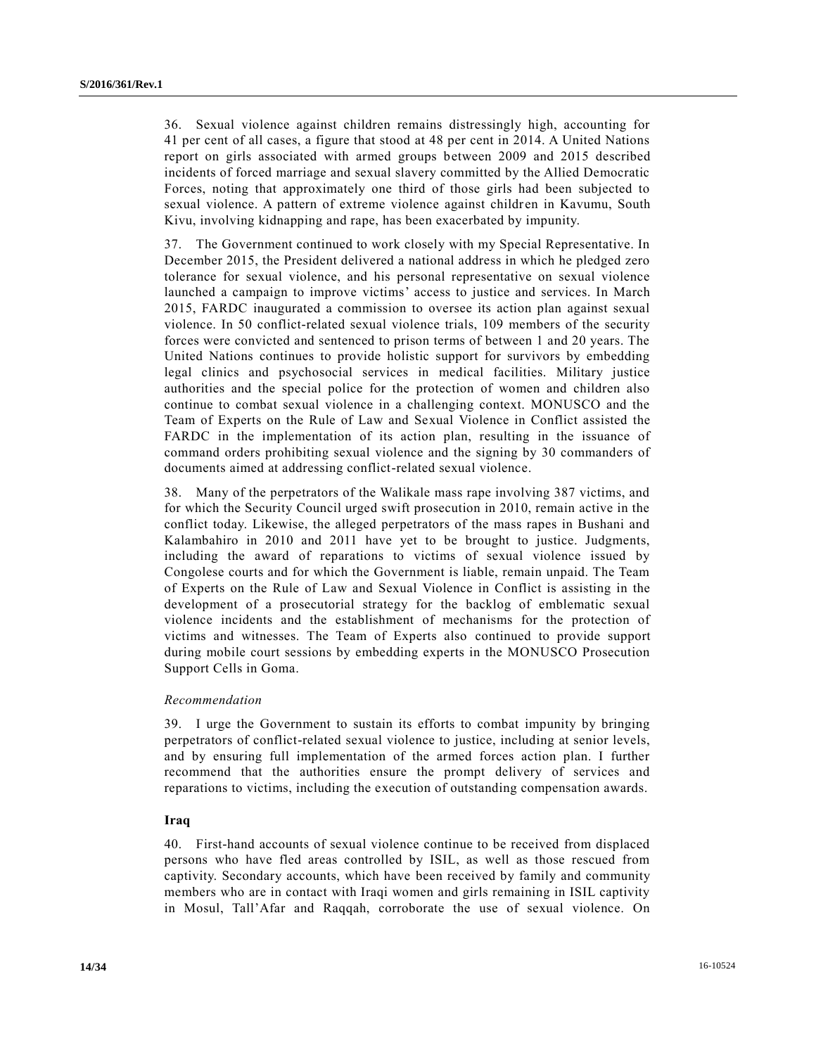36. Sexual violence against children remains distressingly high, accounting for 41 per cent of all cases, a figure that stood at 48 per cent in 2014. A United Nations report on girls associated with armed groups between 2009 and 2015 described incidents of forced marriage and sexual slavery committed by the Allied Democratic Forces, noting that approximately one third of those girls had been subjected to sexual violence. A pattern of extreme violence against children in Kavumu, South Kivu, involving kidnapping and rape, has been exacerbated by impunity.

37. The Government continued to work closely with my Special Representative. In December 2015, the President delivered a national address in which he pledged zero tolerance for sexual violence, and his personal representative on sexual violence launched a campaign to improve victims' access to justice and services. In March 2015, FARDC inaugurated a commission to oversee its action plan against sexual violence. In 50 conflict-related sexual violence trials, 109 members of the security forces were convicted and sentenced to prison terms of between 1 and 20 years. The United Nations continues to provide holistic support for survivors by embedding legal clinics and psychosocial services in medical facilities. Military justice authorities and the special police for the protection of women and children also continue to combat sexual violence in a challenging context. MONUSCO and the Team of Experts on the Rule of Law and Sexual Violence in Conflict assisted the FARDC in the implementation of its action plan, resulting in the issuance of command orders prohibiting sexual violence and the signing by 30 commanders of documents aimed at addressing conflict-related sexual violence.

38. Many of the perpetrators of the Walikale mass rape involving 387 victims, and for which the Security Council urged swift prosecution in 2010, remain active in the conflict today. Likewise, the alleged perpetrators of the mass rapes in Bushani and Kalambahiro in 2010 and 2011 have yet to be brought to justice. Judgments, including the award of reparations to victims of sexual violence issued by Congolese courts and for which the Government is liable, remain unpaid. The Team of Experts on the Rule of Law and Sexual Violence in Conflict is assisting in the development of a prosecutorial strategy for the backlog of emblematic sexual violence incidents and the establishment of mechanisms for the protection of victims and witnesses. The Team of Experts also continued to provide support during mobile court sessions by embedding experts in the MONUSCO Prosecution Support Cells in Goma.

*Recommendation*

39. I urge the Government to sustain its efforts to combat impunity by bringing perpetrators of conflict-related sexual violence to justice, including at senior levels, and by ensuring full implementation of the armed forces action plan. I further recommend that the authorities ensure the prompt delivery of services and reparations to victims, including the execution of outstanding compensation awards.

**Iraq**

40. First-hand accounts of sexual violence continue to be received from displaced persons who have fled areas controlled by ISIL, as well as those rescued from captivity. Secondary accounts, which have been received by family and community members who are in contact with Iraqi women and girls remaining in ISIL captivity in Mosul, Tall'Afar and Raqqah, corroborate the use of sexual violence. On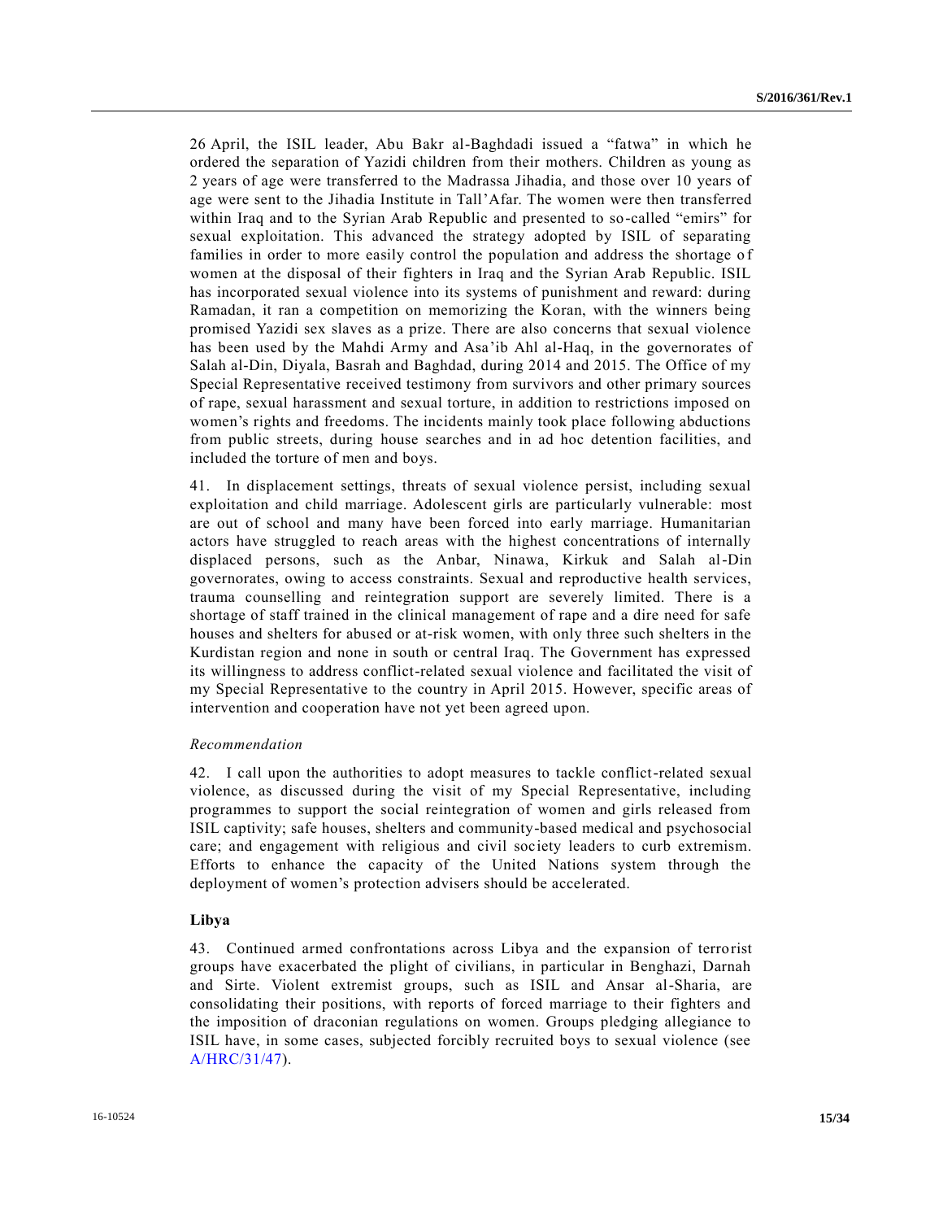26 April, the ISIL leader, Abu Bakr al-Baghdadi issued a "fatwa" in which he ordered the separation of Yazidi children from their mothers. Children as young as 2 years of age were transferred to the Madrassa Jihadia, and those over 10 years of age were sent to the Jihadia Institute in Tall'Afar. The women were then transferred within Iraq and to the Syrian Arab Republic and presented to so-called "emirs" for sexual exploitation. This advanced the strategy adopted by ISIL of separating families in order to more easily control the population and address the shortage of women at the disposal of their fighters in Iraq and the Syrian Arab Republic. ISIL has incorporated sexual violence into its systems of punishment and reward: during Ramadan, it ran a competition on memorizing the Koran, with the winners being promised Yazidi sex slaves as a prize. There are also concerns that sexual violence has been used by the Mahdi Army and Asa'ib Ahl al-Haq, in the governorates of Salah al-Din, Diyala, Basrah and Baghdad, during 2014 and 2015. The Office of my Special Representative received testimony from survivors and other primary sources of rape, sexual harassment and sexual torture, in addition to restrictions imposed on women's rights and freedoms. The incidents mainly took place following abductions from public streets, during house searches and in ad hoc detention facilities, and included the torture of men and boys.

41. In displacement settings, threats of sexual violence persist, including sexual exploitation and child marriage. Adolescent girls are particularly vulnerable: most are out of school and many have been forced into early marriage. Humanitarian actors have struggled to reach areas with the highest concentrations of internally displaced persons, such as the Anbar, Ninawa, Kirkuk and Salah al-Din governorates, owing to access constraints. Sexual and reproductive health services, trauma counselling and reintegration support are severely limited. There is a shortage of staff trained in the clinical management of rape and a dire need for safe houses and shelters for abused or at-risk women, with only three such shelters in the Kurdistan region and none in south or central Iraq. The Government has expressed its willingness to address conflict-related sexual violence and facilitated the visit of my Special Representative to the country in April 2015. However, specific areas of intervention and cooperation have not yet been agreed upon.

*Recommendation*

42. I call upon the authorities to adopt measures to tackle conflict-related sexual violence, as discussed during the visit of my Special Representative, including programmes to support the social reintegration of women and girls released from ISIL captivity; safe houses, shelters and community-based medical and psychosocial care; and engagement with religious and civil society leaders to curb extremism. Efforts to enhance the capacity of the United Nations system through the deployment of women's protection advisers should be accelerated.

**Libya**

43. Continued armed confrontations across Libya and the expansion of terrorist groups have exacerbated the plight of civilians, in particular in Benghazi, Darnah and Sirte. Violent extremist groups, such as ISIL and Ansar al-Sharia, are consolidating their positions, with reports of forced marriage to their fighters and the imposition of draconian regulations on women. Groups pledging allegiance to ISIL have, in some cases, subjected forcibly recruited boys to sexual violence (see A/HRC/31/47).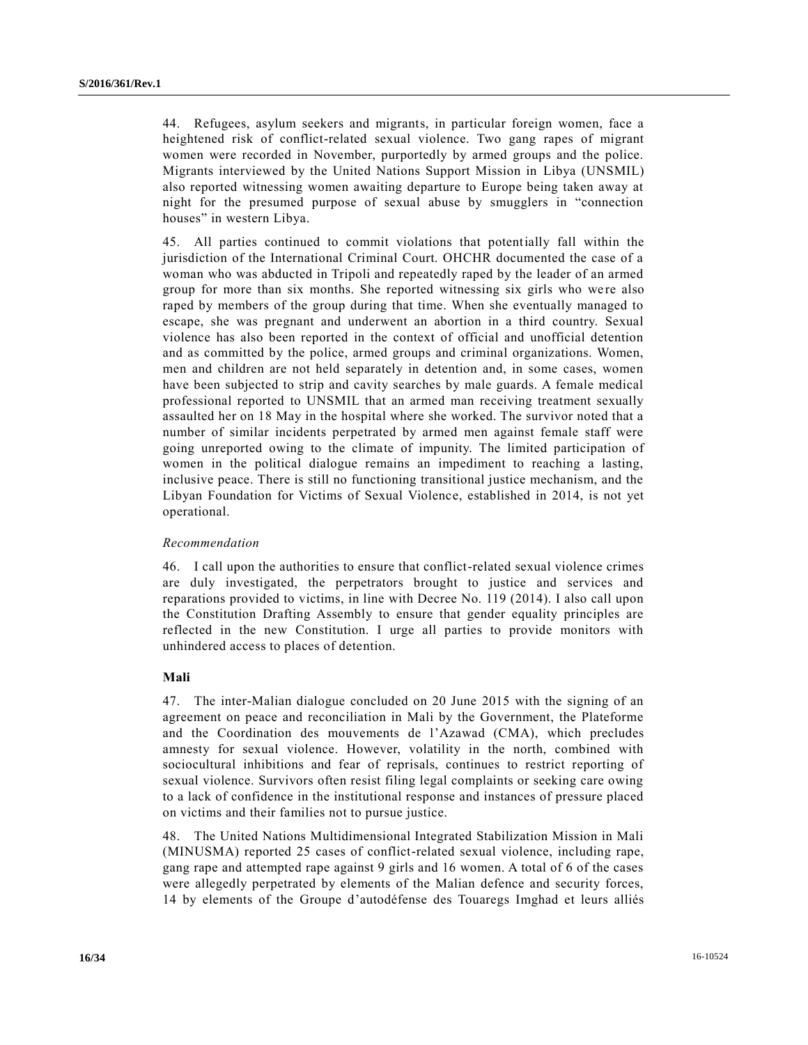44. Refugees, asylum seekers and migrants, in particular foreign women, face a heightened risk of conflict-related sexual violence. Two gang rapes of migrant women were recorded in November, purportedly by armed groups and the police. Migrants interviewed by the United Nations Support Mission in Libya (UNSMIL) also reported witnessing women awaiting departure to Europe being taken away at night for the presumed purpose of sexual abuse by smugglers in "connection houses" in western Libya.

45. All parties continued to commit violations that potentially fall within the jurisdiction of the International Criminal Court. OHCHR documented the case of a woman who was abducted in Tripoli and repeatedly raped by the leader of an armed group for more than six months. She reported witnessing six girls who were also raped by members of the group during that time. When she eventually managed to escape, she was pregnant and underwent an abortion in a third country. Sexual violence has also been reported in the context of official and unofficial detention and as committed by the police, armed groups and criminal organizations. Women, men and children are not held separately in detention and, in some cases, women have been subjected to strip and cavity searches by male guards. A female medical professional reported to UNSMIL that an armed man receiving treatment sexually assaulted her on 18 May in the hospital where she worked. The survivor noted that a number of similar incidents perpetrated by armed men against female staff were going unreported owing to the climate of impunity. The limited participation of women in the political dialogue remains an impediment to reaching a lasting, inclusive peace. There is still no functioning transitional justice mechanism, and the Libyan Foundation for Victims of Sexual Violence, established in 2014, is not yet operational.

*Recommendation*

46. I call upon the authorities to ensure that conflict-related sexual violence crimes are duly investigated, the perpetrators brought to justice and services and reparations provided to victims, in line with Decree No. 119 (2014). I also call upon the Constitution Drafting Assembly to ensure that gender equality principles are reflected in the new Constitution. I urge all parties to provide monitors with unhindered access to places of detention.

**Mali**

47. The inter-Malian dialogue concluded on 20 June 2015 with the signing of an agreement on peace and reconciliation in Mali by the Government, the Plateforme and the Coordination des mouvements de l'Azawad (CMA), which precludes amnesty for sexual violence. However, volatility in the north, combined with sociocultural inhibitions and fear of reprisals, continues to restrict reporting of sexual violence. Survivors often resist filing legal complaints or seeking care owing to a lack of confidence in the institutional response and instances of pressure placed on victims and their families not to pursue justice.

48. The United Nations Multidimensional Integrated Stabilization Mission in Mali (MINUSMA) reported 25 cases of conflict-related sexual violence, including rape, gang rape and attempted rape against 9 girls and 16 women. A total of 6 of the cases were allegedly perpetrated by elements of the Malian defence and security forces, 14 by elements of the Groupe d'autodéfense des Touaregs Imghad et leurs alliés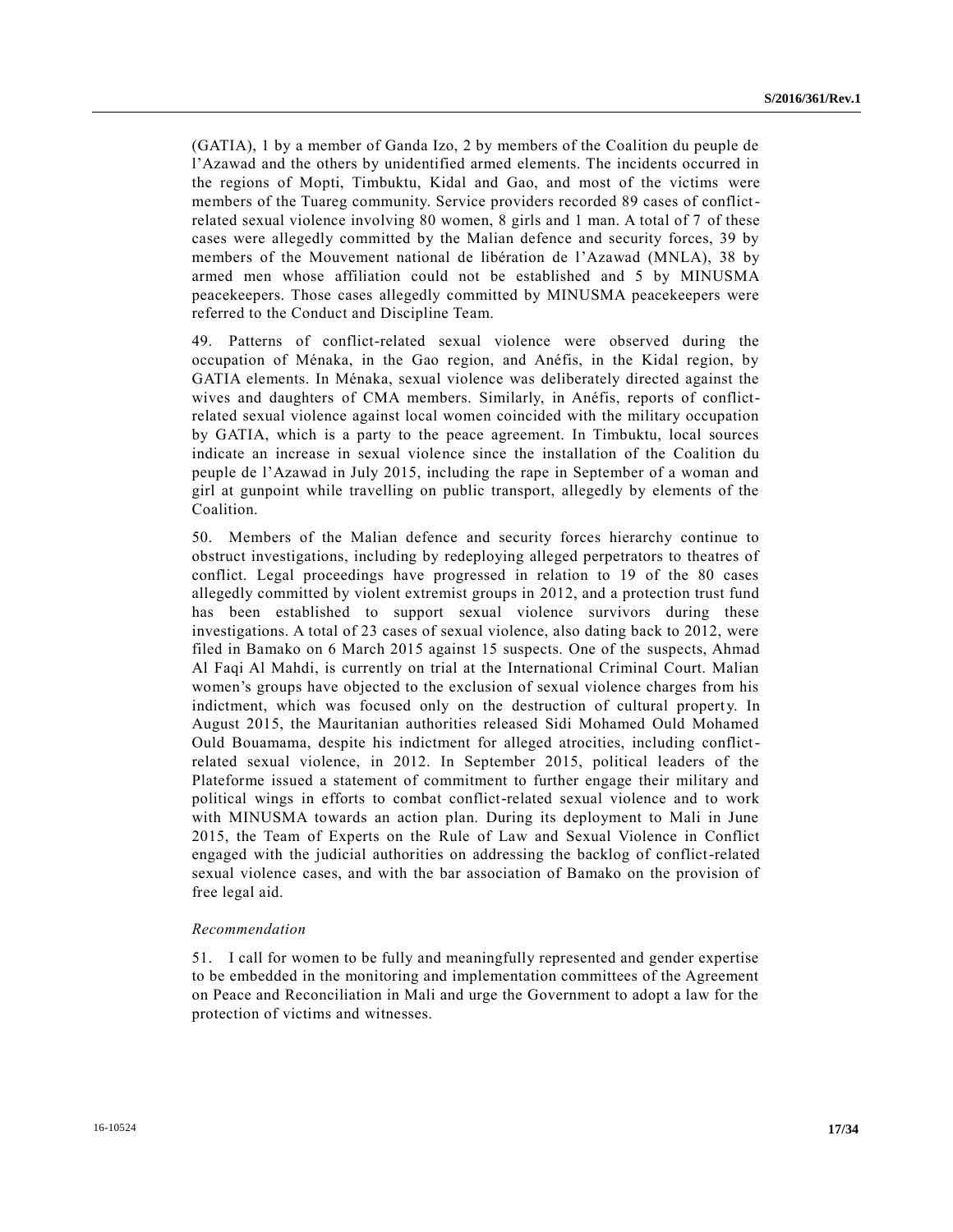(GATIA), 1 by a member of Ganda Izo, 2 by members of the Coalition du peuple de l'Azawad and the others by unidentified armed elements. The incidents occurred in the regions of Mopti, Timbuktu, Kidal and Gao, and most of the victims were members of the Tuareg community. Service providers recorded 89 cases of conflict-related sexual violence involving 80 women, 8 girls and 1 man. A total of 7 of these cases were allegedly committed by the Malian defence and security forces, 39 by members of the Mouvement national de libération de l'Azawad (MNLA), 38 by armed men whose affiliation could not be established and 5 by MINUSMA peacekeepers. Those cases allegedly committed by MINUSMA peacekeepers were referred to the Conduct and Discipline Team.

49. Patterns of conflict-related sexual violence were observed during the occupation of Ménaka, in the Gao region, and Anéfis, in the Kidal region, by GATIA elements. In Ménaka, sexual violence was deliberately directed against the wives and daughters of CMA members. Similarly, in Anéfis, reports of conflict-related sexual violence against local women coincided with the military occupation by GATIA, which is a party to the peace agreement. In Timbuktu, local sources indicate an increase in sexual violence since the installation of the Coalition du peuple de l'Azawad in July 2015, including the rape in September of a woman and girl at gunpoint while travelling on public transport, allegedly by elements of the Coalition.

50. Members of the Malian defence and security forces hierarchy continue to obstruct investigations, including by redeploying alleged perpetrators to theatres of conflict. Legal proceedings have progressed in relation to 19 of the 80 cases allegedly committed by violent extremist groups in 2012, and a protection trust fund has been established to support sexual violence survivors during these investigations. A total of 23 cases of sexual violence, also dating back to 2012, were filed in Bamako on 6 March 2015 against 15 suspects. One of the suspects, Ahmad Al Faqi Al Mahdi, is currently on trial at the International Criminal Court. Malian women's groups have objected to the exclusion of sexual violence charges from his indictment, which was focused only on the destruction of cultural property. In August 2015, the Mauritanian authorities released Sidi Mohamed Ould Mohamed Ould Bouamama, despite his indictment for alleged atrocities, including conflict-related sexual violence, in 2012. In September 2015, political leaders of the Plateforme issued a statement of commitment to further engage their military and political wings in efforts to combat conflict-related sexual violence and to work with MINUSMA towards an action plan. During its deployment to Mali in June 2015, the Team of Experts on the Rule of Law and Sexual Violence in Conflict engaged with the judicial authorities on addressing the backlog of conflict-related sexual violence cases, and with the bar association of Bamako on the provision of free legal aid.

*Recommendation*

51. I call for women to be fully and meaningfully represented and gender expertise to be embedded in the monitoring and implementation committees of the Agreement on Peace and Reconciliation in Mali and urge the Government to adopt a law for the protection of victims and witnesses.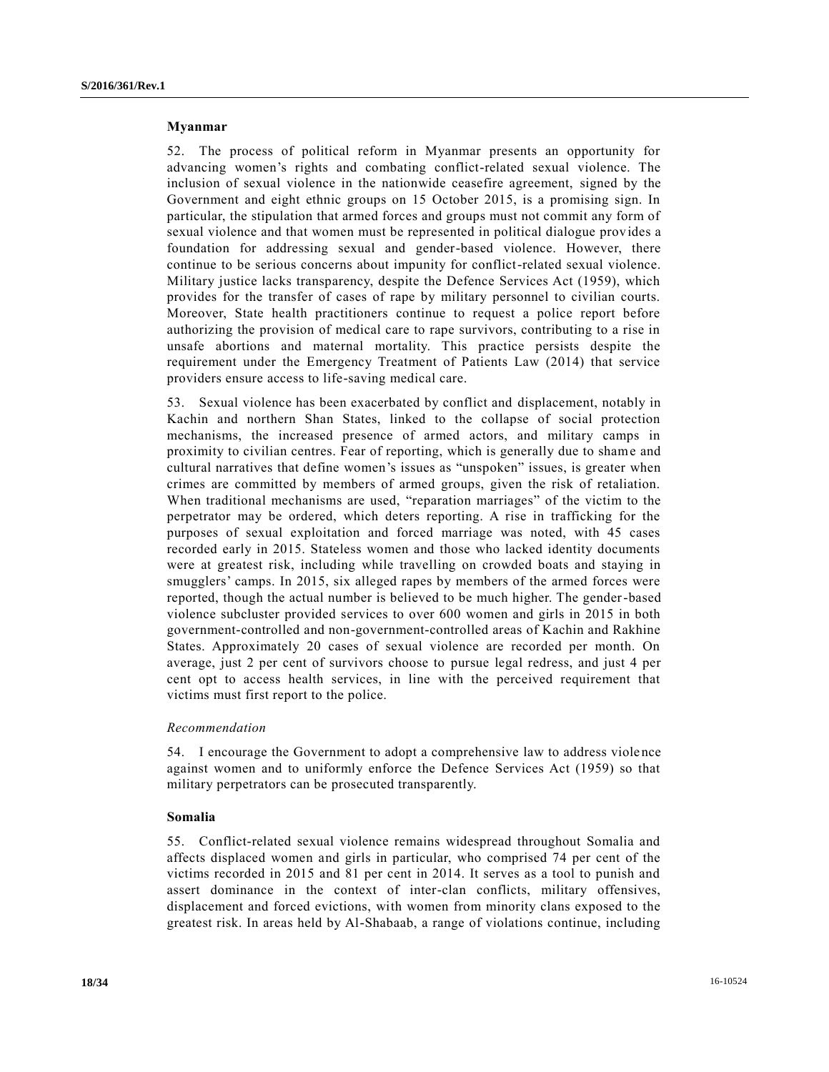### Myanmar

52. The process of political reform in Myanmar presents an opportunity for advancing women's rights and combating conflict-related sexual violence. The inclusion of sexual violence in the nationwide ceasefire agreement, signed by the Government and eight ethnic groups on 15 October 2015, is a promising sign. In particular, the stipulation that armed forces and groups must not commit any form of sexual violence and that women must be represented in political dialogue provides a foundation for addressing sexual and gender-based violence. However, there continue to be serious concerns about impunity for conflict-related sexual violence. Military justice lacks transparency, despite the Defence Services Act (1959), which provides for the transfer of cases of rape by military personnel to civilian courts. Moreover, State health practitioners continue to request a police report before authorizing the provision of medical care to rape survivors, contributing to a rise in unsafe abortions and maternal mortality. This practice persists despite the requirement under the Emergency Treatment of Patients Law (2014) that service providers ensure access to life-saving medical care.

53. Sexual violence has been exacerbated by conflict and displacement, notably in Kachin and northern Shan States, linked to the collapse of social protection mechanisms, the increased presence of armed actors, and military camps in proximity to civilian centres. Fear of reporting, which is generally due to shame and cultural narratives that define women's issues as "unspoken" issues, is greater when crimes are committed by members of armed groups, given the risk of retaliation. When traditional mechanisms are used, "reparation marriages" of the victim to the perpetrator may be ordered, which deters reporting. A rise in trafficking for the purposes of sexual exploitation and forced marriage was noted, with 45 cases recorded early in 2015. Stateless women and those who lacked identity documents were at greatest risk, including while travelling on crowded boats and staying in smugglers' camps. In 2015, six alleged rapes by members of the armed forces were reported, though the actual number is believed to be much higher. The gender-based violence subcluster provided services to over 600 women and girls in 2015 in both government-controlled and non-government-controlled areas of Kachin and Rakhine States. Approximately 20 cases of sexual violence are recorded per month. On average, just 2 per cent of survivors choose to pursue legal redress, and just 4 per cent opt to access health services, in line with the perceived requirement that victims must first report to the police.

*Recommendation*

54. I encourage the Government to adopt a comprehensive law to address violence against women and to uniformly enforce the Defence Services Act (1959) so that military perpetrators can be prosecuted transparently.

### Somalia

55. Conflict-related sexual violence remains widespread throughout Somalia and affects displaced women and girls in particular, who comprised 74 per cent of the victims recorded in 2015 and 81 per cent in 2014. It serves as a tool to punish and assert dominance in the context of inter-clan conflicts, military offensives, displacement and forced evictions, with women from minority clans exposed to the greatest risk. In areas held by Al-Shabaab, a range of violations continue, including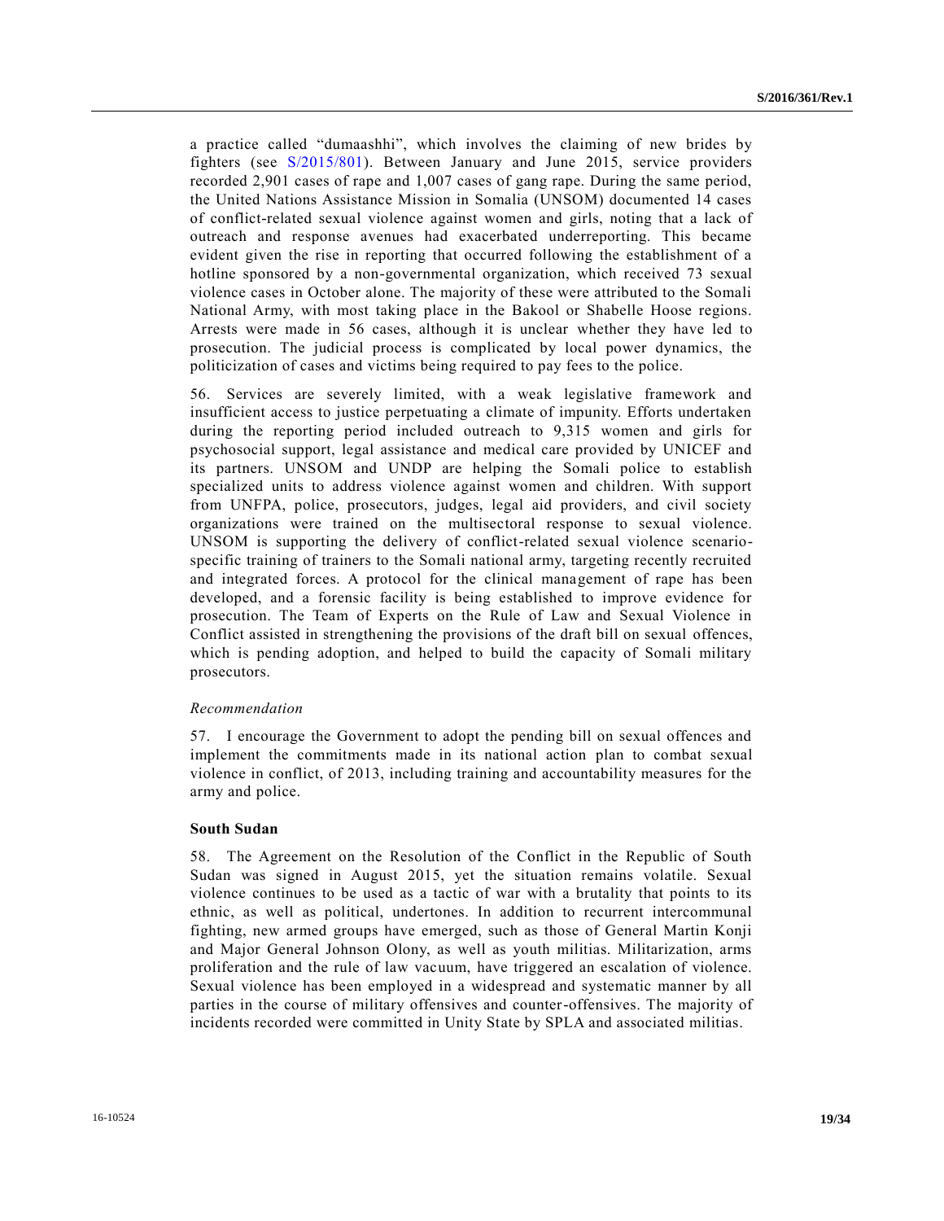a practice called "dumaashhi", which involves the claiming of new brides by fighters (see S/2015/801). Between January and June 2015, service providers recorded 2,901 cases of rape and 1,007 cases of gang rape. During the same period, the United Nations Assistance Mission in Somalia (UNSOM) documented 14 cases of conflict-related sexual violence against women and girls, noting that a lack of outreach and response avenues had exacerbated underreporting. This became evident given the rise in reporting that occurred following the establishment of a hotline sponsored by a non-governmental organization, which received 73 sexual violence cases in October alone. The majority of these were attributed to the Somali National Army, with most taking place in the Bakool or Shabelle Hoose regions. Arrests were made in 56 cases, although it is unclear whether they have led to prosecution. The judicial process is complicated by local power dynamics, the politicization of cases and victims being required to pay fees to the police.

56. Services are severely limited, with a weak legislative framework and insufficient access to justice perpetuating a climate of impunity. Efforts undertaken during the reporting period included outreach to 9,315 women and girls for psychosocial support, legal assistance and medical care provided by UNICEF and its partners. UNSOM and UNDP are helping the Somali police to establish specialized units to address violence against women and children. With support from UNFPA, police, prosecutors, judges, legal aid providers, and civil society organizations were trained on the multisectoral response to sexual violence. UNSOM is supporting the delivery of conflict-related sexual violence scenario-specific training of trainers to the Somali national army, targeting recently recruited and integrated forces. A protocol for the clinical management of rape has been developed, and a forensic facility is being established to improve evidence for prosecution. The Team of Experts on the Rule of Law and Sexual Violence in Conflict assisted in strengthening the provisions of the draft bill on sexual offences, which is pending adoption, and helped to build the capacity of Somali military prosecutors.

*Recommendation*

57. I encourage the Government to adopt the pending bill on sexual offences and implement the commitments made in its national action plan to combat sexual violence in conflict, of 2013, including training and accountability measures for the army and police.

**South Sudan**

58. The Agreement on the Resolution of the Conflict in the Republic of South Sudan was signed in August 2015, yet the situation remains volatile. Sexual violence continues to be used as a tactic of war with a brutality that points to its ethnic, as well as political, undertones. In addition to recurrent intercommunal fighting, new armed groups have emerged, such as those of General Martin Konji and Major General Johnson Olony, as well as youth militias. Militarization, arms proliferation and the rule of law vacuum, have triggered an escalation of violence. Sexual violence has been employed in a widespread and systematic manner by all parties in the course of military offensives and counter-offensives. The majority of incidents recorded were committed in Unity State by SPLA and associated militias.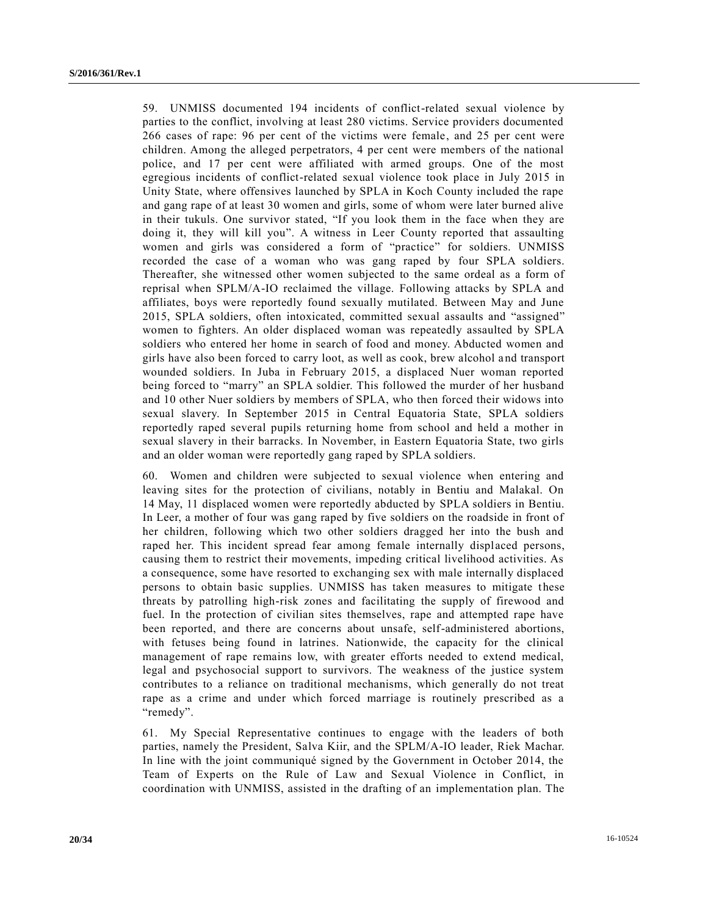59. UNMISS documented 194 incidents of conflict-related sexual violence by parties to the conflict, involving at least 280 victims. Service providers documented 266 cases of rape: 96 per cent of the victims were female, and 25 per cent were children. Among the alleged perpetrators, 4 per cent were members of the national police, and 17 per cent were affiliated with armed groups. One of the most egregious incidents of conflict-related sexual violence took place in July 2015 in Unity State, where offensives launched by SPLA in Koch County included the rape and gang rape of at least 30 women and girls, some of whom were later burned alive in their tukuls. One survivor stated, "If you look them in the face when they are doing it, they will kill you". A witness in Leer County reported that assaulting women and girls was considered a form of "practice" for soldiers. UNMISS recorded the case of a woman who was gang raped by four SPLA soldiers. Thereafter, she witnessed other women subjected to the same ordeal as a form of reprisal when SPLM/A-IO reclaimed the village. Following attacks by SPLA and affiliates, boys were reportedly found sexually mutilated. Between May and June 2015, SPLA soldiers, often intoxicated, committed sexual assaults and "assigned" women to fighters. An older displaced woman was repeatedly assaulted by SPLA soldiers who entered her home in search of food and money. Abducted women and girls have also been forced to carry loot, as well as cook, brew alcohol and transport wounded soldiers. In Juba in February 2015, a displaced Nuer woman reported being forced to "marry" an SPLA soldier. This followed the murder of her husband and 10 other Nuer soldiers by members of SPLA, who then forced their widows into sexual slavery. In September 2015 in Central Equatoria State, SPLA soldiers reportedly raped several pupils returning home from school and held a mother in sexual slavery in their barracks. In November, in Eastern Equatoria State, two girls and an older woman were reportedly gang raped by SPLA soldiers.

60. Women and children were subjected to sexual violence when entering and leaving sites for the protection of civilians, notably in Bentiu and Malakal. On 14 May, 11 displaced women were reportedly abducted by SPLA soldiers in Bentiu. In Leer, a mother of four was gang raped by five soldiers on the roadside in front of her children, following which two other soldiers dragged her into the bush and raped her. This incident spread fear among female internally displaced persons, causing them to restrict their movements, impeding critical livelihood activities. As a consequence, some have resorted to exchanging sex with male internally displaced persons to obtain basic supplies. UNMISS has taken measures to mitigate these threats by patrolling high-risk zones and facilitating the supply of firewood and fuel. In the protection of civilian sites themselves, rape and attempted rape have been reported, and there are concerns about unsafe, self-administered abortions, with fetuses being found in latrines. Nationwide, the capacity for the clinical management of rape remains low, with greater efforts needed to extend medical, legal and psychosocial support to survivors. The weakness of the justice system contributes to a reliance on traditional mechanisms, which generally do not treat rape as a crime and under which forced marriage is routinely prescribed as a "remedy".

61. My Special Representative continues to engage with the leaders of both parties, namely the President, Salva Kiir, and the SPLM/A-IO leader, Riek Machar. In line with the joint communiqué signed by the Government in October 2014, the Team of Experts on the Rule of Law and Sexual Violence in Conflict, in coordination with UNMISS, assisted in the drafting of an implementation plan. The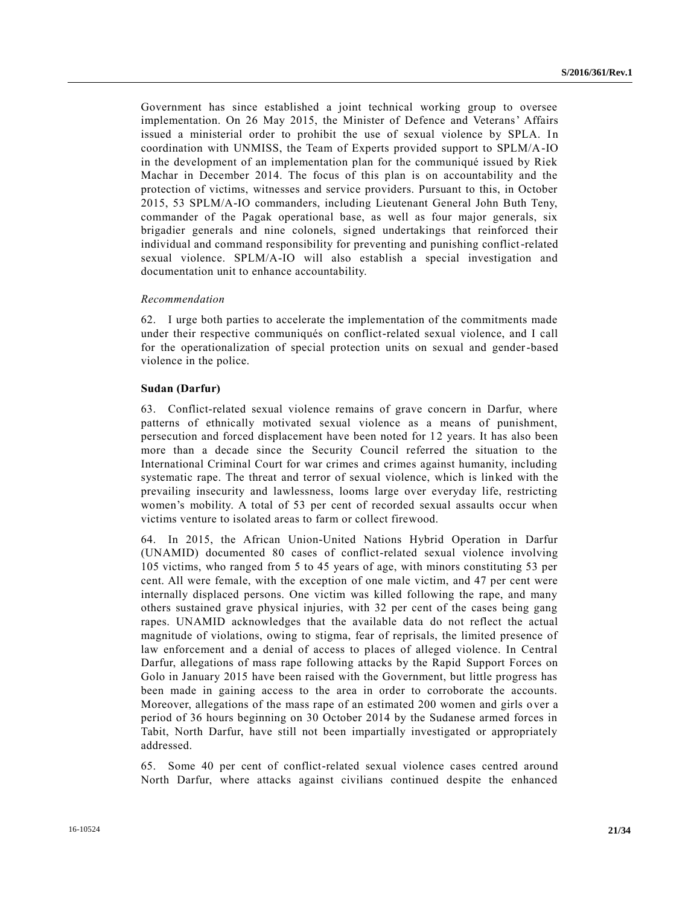Government has since established a joint technical working group to oversee implementation. On 26 May 2015, the Minister of Defence and Veterans' Affairs issued a ministerial order to prohibit the use of sexual violence by SPLA. In coordination with UNMISS, the Team of Experts provided support to SPLM/A-IO in the development of an implementation plan for the communiqué issued by Riek Machar in December 2014. The focus of this plan is on accountability and the protection of victims, witnesses and service providers. Pursuant to this, in October 2015, 53 SPLM/A-IO commanders, including Lieutenant General John Buth Teny, commander of the Pagak operational base, as well as four major generals, six brigadier generals and nine colonels, signed undertakings that reinforced their individual and command responsibility for preventing and punishing conflict-related sexual violence. SPLM/A-IO will also establish a special investigation and documentation unit to enhance accountability.

*Recommendation*

62. I urge both parties to accelerate the implementation of the commitments made under their respective communiqués on conflict-related sexual violence, and I call for the operationalization of special protection units on sexual and gender-based violence in the police.

**Sudan (Darfur)**

63. Conflict-related sexual violence remains of grave concern in Darfur, where patterns of ethnically motivated sexual violence as a means of punishment, persecution and forced displacement have been noted for 12 years. It has also been more than a decade since the Security Council referred the situation to the International Criminal Court for war crimes and crimes against humanity, including systematic rape. The threat and terror of sexual violence, which is linked with the prevailing insecurity and lawlessness, looms large over everyday life, restricting women's mobility. A total of 53 per cent of recorded sexual assaults occur when victims venture to isolated areas to farm or collect firewood.

64. In 2015, the African Union-United Nations Hybrid Operation in Darfur (UNAMID) documented 80 cases of conflict-related sexual violence involving 105 victims, who ranged from 5 to 45 years of age, with minors constituting 53 per cent. All were female, with the exception of one male victim, and 47 per cent were internally displaced persons. One victim was killed following the rape, and many others sustained grave physical injuries, with 32 per cent of the cases being gang rapes. UNAMID acknowledges that the available data do not reflect the actual magnitude of violations, owing to stigma, fear of reprisals, the limited presence of law enforcement and a denial of access to places of alleged violence. In Central Darfur, allegations of mass rape following attacks by the Rapid Support Forces on Golo in January 2015 have been raised with the Government, but little progress has been made in gaining access to the area in order to corroborate the accounts. Moreover, allegations of the mass rape of an estimated 200 women and girls over a period of 36 hours beginning on 30 October 2014 by the Sudanese armed forces in Tabit, North Darfur, have still not been impartially investigated or appropriately addressed.

65. Some 40 per cent of conflict-related sexual violence cases centred around North Darfur, where attacks against civilians continued despite the enhanced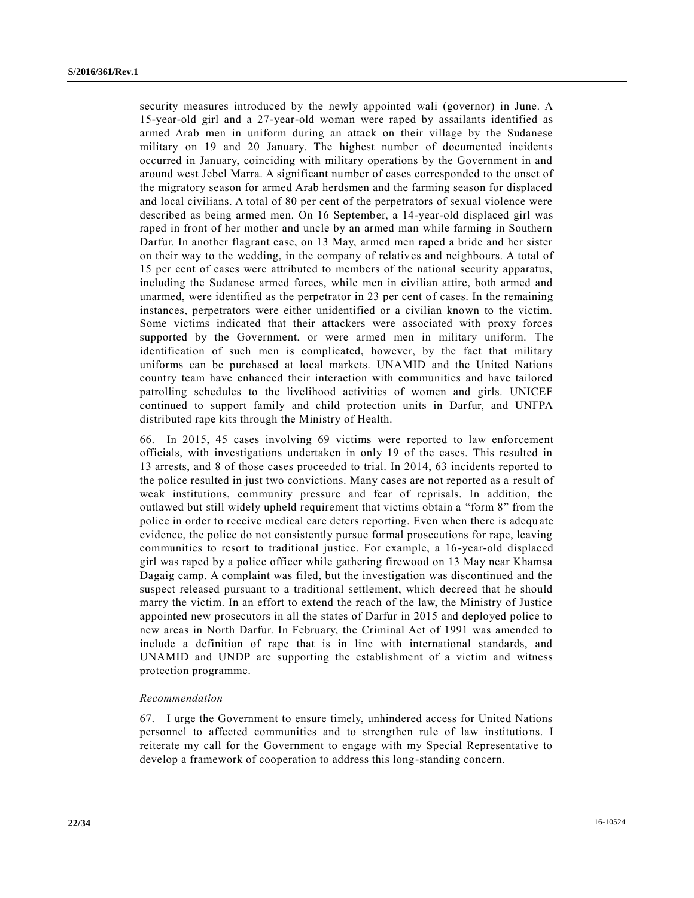security measures introduced by the newly appointed wali (governor) in June. A 15-year-old girl and a 27-year-old woman were raped by assailants identified as armed Arab men in uniform during an attack on their village by the Sudanese military on 19 and 20 January. The highest number of documented incidents occurred in January, coinciding with military operations by the Government in and around west Jebel Marra. A significant number of cases corresponded to the onset of the migratory season for armed Arab herdsmen and the farming season for displaced and local civilians. A total of 80 per cent of the perpetrators of sexual violence were described as being armed men. On 16 September, a 14-year-old displaced girl was raped in front of her mother and uncle by an armed man while farming in Southern Darfur. In another flagrant case, on 13 May, armed men raped a bride and her sister on their way to the wedding, in the company of relatives and neighbours. A total of 15 per cent of cases were attributed to members of the national security apparatus, including the Sudanese armed forces, while men in civilian attire, both armed and unarmed, were identified as the perpetrator in 23 per cent of cases. In the remaining instances, perpetrators were either unidentified or a civilian known to the victim. Some victims indicated that their attackers were associated with proxy forces supported by the Government, or were armed men in military uniform. The identification of such men is complicated, however, by the fact that military uniforms can be purchased at local markets. UNAMID and the United Nations country team have enhanced their interaction with communities and have tailored patrolling schedules to the livelihood activities of women and girls. UNICEF continued to support family and child protection units in Darfur, and UNFPA distributed rape kits through the Ministry of Health.

66. In 2015, 45 cases involving 69 victims were reported to law enforcement officials, with investigations undertaken in only 19 of the cases. This resulted in 13 arrests, and 8 of those cases proceeded to trial. In 2014, 63 incidents reported to the police resulted in just two convictions. Many cases are not reported as a result of weak institutions, community pressure and fear of reprisals. In addition, the outlawed but still widely upheld requirement that victims obtain a "form 8" from the police in order to receive medical care deters reporting. Even when there is adequate evidence, the police do not consistently pursue formal prosecutions for rape, leaving communities to resort to traditional justice. For example, a 16-year-old displaced girl was raped by a police officer while gathering firewood on 13 May near Khamsa Dagaig camp. A complaint was filed, but the investigation was discontinued and the suspect released pursuant to a traditional settlement, which decreed that he should marry the victim. In an effort to extend the reach of the law, the Ministry of Justice appointed new prosecutors in all the states of Darfur in 2015 and deployed police to new areas in North Darfur. In February, the Criminal Act of 1991 was amended to include a definition of rape that is in line with international standards, and UNAMID and UNDP are supporting the establishment of a victim and witness protection programme.

*Recommendation*

67. I urge the Government to ensure timely, unhindered access for United Nations personnel to affected communities and to strengthen rule of law institutions. I reiterate my call for the Government to engage with my Special Representative to develop a framework of cooperation to address this long-standing concern.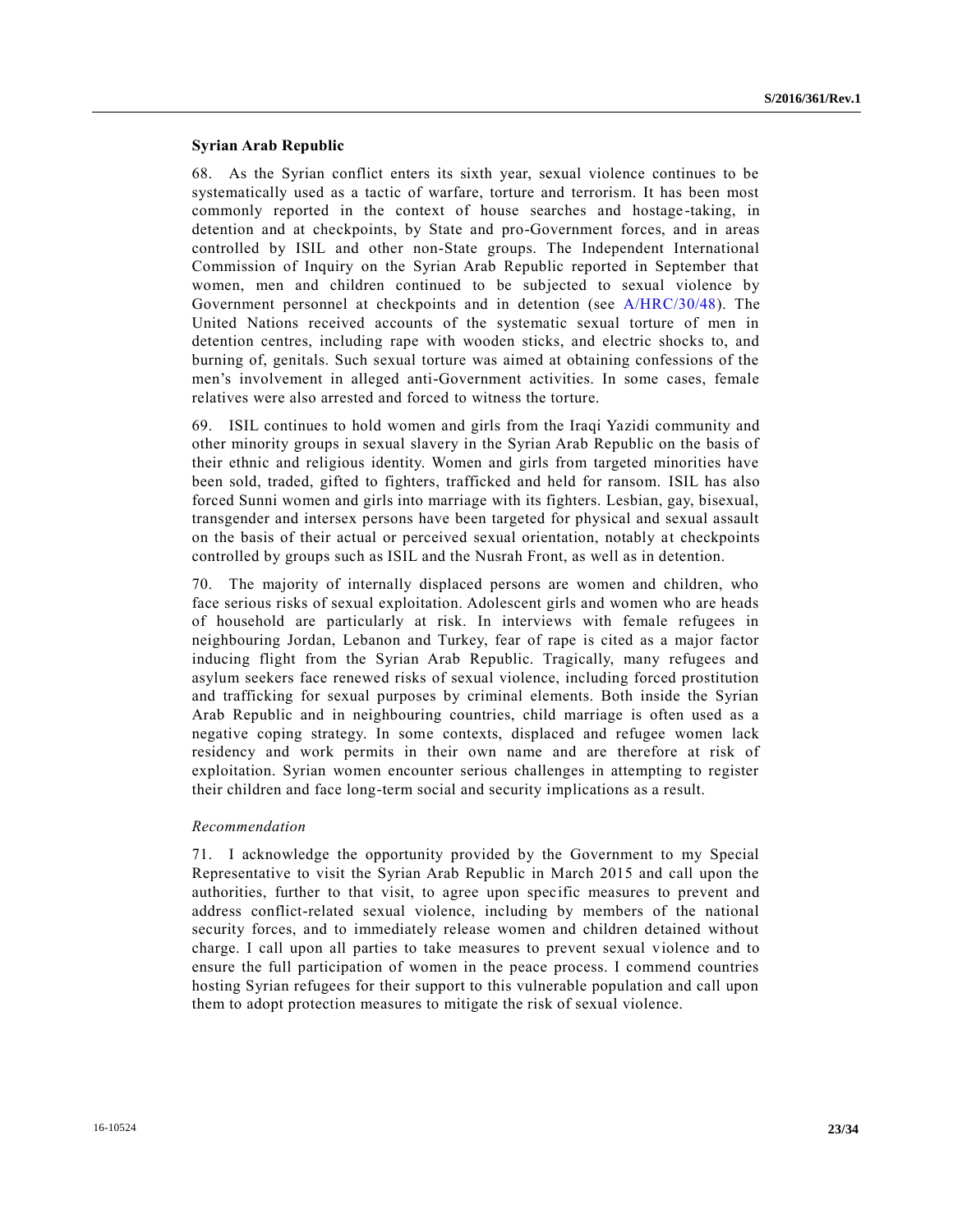### Syrian Arab Republic

68. As the Syrian conflict enters its sixth year, sexual violence continues to be systematically used as a tactic of warfare, torture and terrorism. It has been most commonly reported in the context of house searches and hostage-taking, in detention and at checkpoints, by State and pro-Government forces, and in areas controlled by ISIL and other non-State groups. The Independent International Commission of Inquiry on the Syrian Arab Republic reported in September that women, men and children continued to be subjected to sexual violence by Government personnel at checkpoints and in detention (see A/HRC/30/48). The United Nations received accounts of the systematic sexual torture of men in detention centres, including rape with wooden sticks, and electric shocks to, and burning of, genitals. Such sexual torture was aimed at obtaining confessions of the men's involvement in alleged anti-Government activities. In some cases, female relatives were also arrested and forced to witness the torture.

69. ISIL continues to hold women and girls from the Iraqi Yazidi community and other minority groups in sexual slavery in the Syrian Arab Republic on the basis of their ethnic and religious identity. Women and girls from targeted minorities have been sold, traded, gifted to fighters, trafficked and held for ransom. ISIL has also forced Sunni women and girls into marriage with its fighters. Lesbian, gay, bisexual, transgender and intersex persons have been targeted for physical and sexual assault on the basis of their actual or perceived sexual orientation, notably at checkpoints controlled by groups such as ISIL and the Nusrah Front, as well as in detention.

70. The majority of internally displaced persons are women and children, who face serious risks of sexual exploitation. Adolescent girls and women who are heads of household are particularly at risk. In interviews with female refugees in neighbouring Jordan, Lebanon and Turkey, fear of rape is cited as a major factor inducing flight from the Syrian Arab Republic. Tragically, many refugees and asylum seekers face renewed risks of sexual violence, including forced prostitution and trafficking for sexual purposes by criminal elements. Both inside the Syrian Arab Republic and in neighbouring countries, child marriage is often used as a negative coping strategy. In some contexts, displaced and refugee women lack residency and work permits in their own name and are therefore at risk of exploitation. Syrian women encounter serious challenges in attempting to register their children and face long-term social and security implications as a result.

*Recommendation*

71. I acknowledge the opportunity provided by the Government to my Special Representative to visit the Syrian Arab Republic in March 2015 and call upon the authorities, further to that visit, to agree upon specific measures to prevent and address conflict-related sexual violence, including by members of the national security forces, and to immediately release women and children detained without charge. I call upon all parties to take measures to prevent sexual violence and to ensure the full participation of women in the peace process. I commend countries hosting Syrian refugees for their support to this vulnerable population and call upon them to adopt protection measures to mitigate the risk of sexual violence.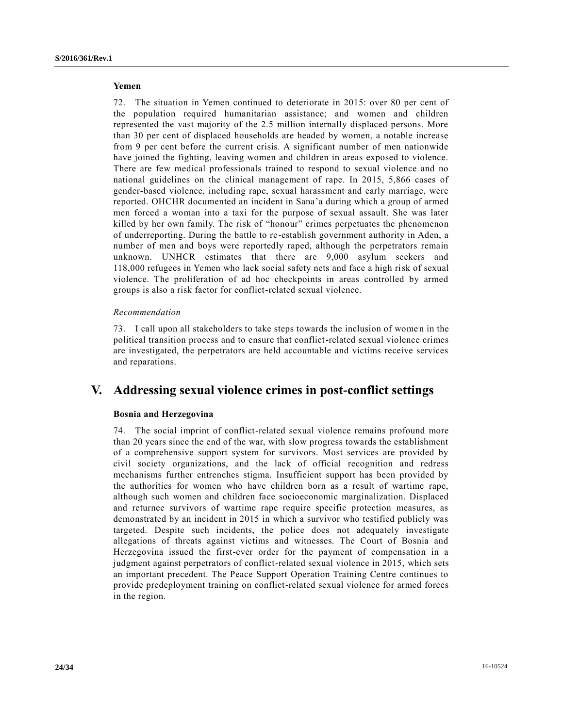### Yemen

72. The situation in Yemen continued to deteriorate in 2015: over 80 per cent of the population required humanitarian assistance; and women and children represented the vast majority of the 2.5 million internally displaced persons. More than 30 per cent of displaced households are headed by women, a notable increase from 9 per cent before the current crisis. A significant number of men nationwide have joined the fighting, leaving women and children in areas exposed to violence. There are few medical professionals trained to respond to sexual violence and no national guidelines on the clinical management of rape. In 2015, 5,866 cases of gender-based violence, including rape, sexual harassment and early marriage, were reported. OHCHR documented an incident in Sana'a during which a group of armed men forced a woman into a taxi for the purpose of sexual assault. She was later killed by her own family. The risk of "honour" crimes perpetuates the phenomenon of underreporting. During the battle to re-establish government authority in Aden, a number of men and boys were reportedly raped, although the perpetrators remain unknown. UNHCR estimates that there are 9,000 asylum seekers and 118,000 refugees in Yemen who lack social safety nets and face a high risk of sexual violence. The proliferation of ad hoc checkpoints in areas controlled by armed groups is also a risk factor for conflict-related sexual violence.

*Recommendation*

73. I call upon all stakeholders to take steps towards the inclusion of women in the political transition process and to ensure that conflict-related sexual violence crimes are investigated, the perpetrators are held accountable and victims receive services and reparations.

## V. Addressing sexual violence crimes in post-conflict settings

### Bosnia and Herzegovina

74. The social imprint of conflict-related sexual violence remains profound more than 20 years since the end of the war, with slow progress towards the establishment of a comprehensive support system for survivors. Most services are provided by civil society organizations, and the lack of official recognition and redress mechanisms further entrenches stigma. Insufficient support has been provided by the authorities for women who have children born as a result of wartime rape, although such women and children face socioeconomic marginalization. Displaced and returnee survivors of wartime rape require specific protection measures, as demonstrated by an incident in 2015 in which a survivor who testified publicly was targeted. Despite such incidents, the police does not adequately investigate allegations of threats against victims and witnesses. The Court of Bosnia and Herzegovina issued the first-ever order for the payment of compensation in a judgment against perpetrators of conflict-related sexual violence in 2015, which sets an important precedent. The Peace Support Operation Training Centre continues to provide predeployment training on conflict-related sexual violence for armed forces in the region.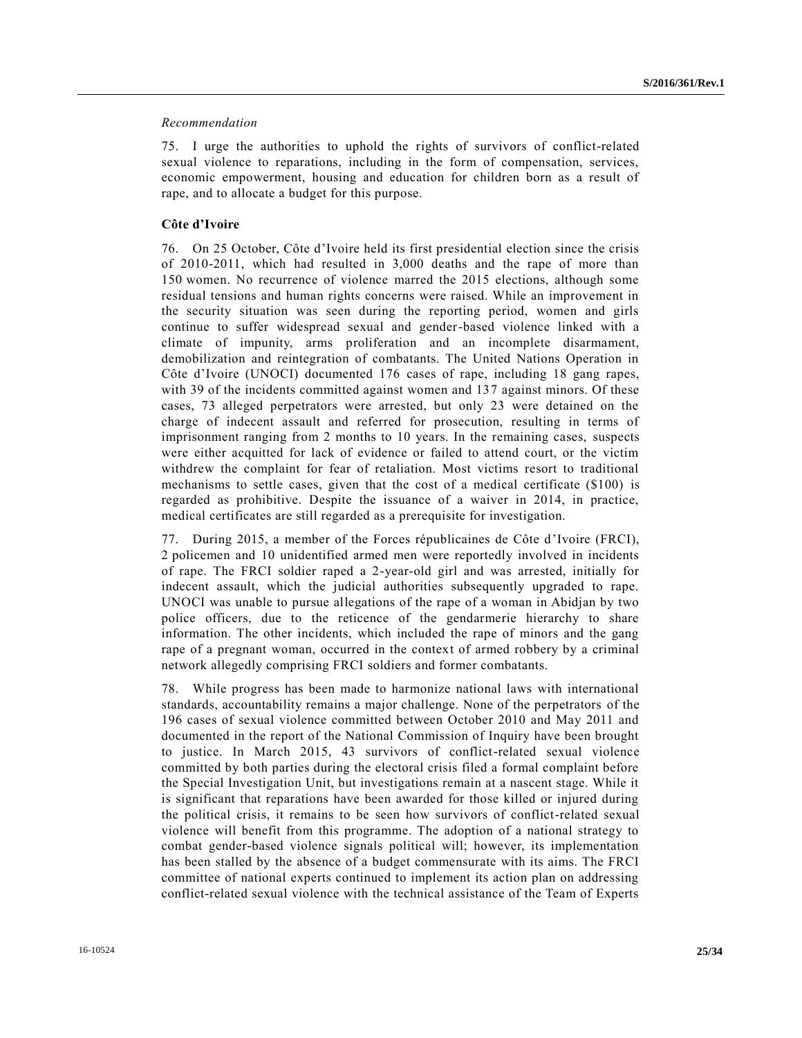*Recommendation*

75. I urge the authorities to uphold the rights of survivors of conflict-related sexual violence to reparations, including in the form of compensation, services, economic empowerment, housing and education for children born as a result of rape, and to allocate a budget for this purpose.

**Côte d'Ivoire**

76. On 25 October, Côte d'Ivoire held its first presidential election since the crisis of 2010-2011, which had resulted in 3,000 deaths and the rape of more than 150 women. No recurrence of violence marred the 2015 elections, although some residual tensions and human rights concerns were raised. While an improvement in the security situation was seen during the reporting period, women and girls continue to suffer widespread sexual and gender-based violence linked with a climate of impunity, arms proliferation and an incomplete disarmament, demobilization and reintegration of combatants. The United Nations Operation in Côte d'Ivoire (UNOCI) documented 176 cases of rape, including 18 gang rapes, with 39 of the incidents committed against women and 137 against minors. Of these cases, 73 alleged perpetrators were arrested, but only 23 were detained on the charge of indecent assault and referred for prosecution, resulting in terms of imprisonment ranging from 2 months to 10 years. In the remaining cases, suspects were either acquitted for lack of evidence or failed to attend court, or the victim withdrew the complaint for fear of retaliation. Most victims resort to traditional mechanisms to settle cases, given that the cost of a medical certificate ($100) is regarded as prohibitive. Despite the issuance of a waiver in 2014, in practice, medical certificates are still regarded as a prerequisite for investigation.

77. During 2015, a member of the Forces républicaines de Côte d'Ivoire (FRCI), 2 policemen and 10 unidentified armed men were reportedly involved in incidents of rape. The FRCI soldier raped a 2-year-old girl and was arrested, initially for indecent assault, which the judicial authorities subsequently upgraded to rape. UNOCI was unable to pursue allegations of the rape of a woman in Abidjan by two police officers, due to the reticence of the gendarmerie hierarchy to share information. The other incidents, which included the rape of minors and the gang rape of a pregnant woman, occurred in the context of armed robbery by a criminal network allegedly comprising FRCI soldiers and former combatants.

78. While progress has been made to harmonize national laws with international standards, accountability remains a major challenge. None of the perpetrators of the 196 cases of sexual violence committed between October 2010 and May 2011 and documented in the report of the National Commission of Inquiry have been brought to justice. In March 2015, 43 survivors of conflict-related sexual violence committed by both parties during the electoral crisis filed a formal complaint before the Special Investigation Unit, but investigations remain at a nascent stage. While it is significant that reparations have been awarded for those killed or injured during the political crisis, it remains to be seen how survivors of conflict-related sexual violence will benefit from this programme. The adoption of a national strategy to combat gender-based violence signals political will; however, its implementation has been stalled by the absence of a budget commensurate with its aims. The FRCI committee of national experts continued to implement its action plan on addressing conflict-related sexual violence with the technical assistance of the Team of Experts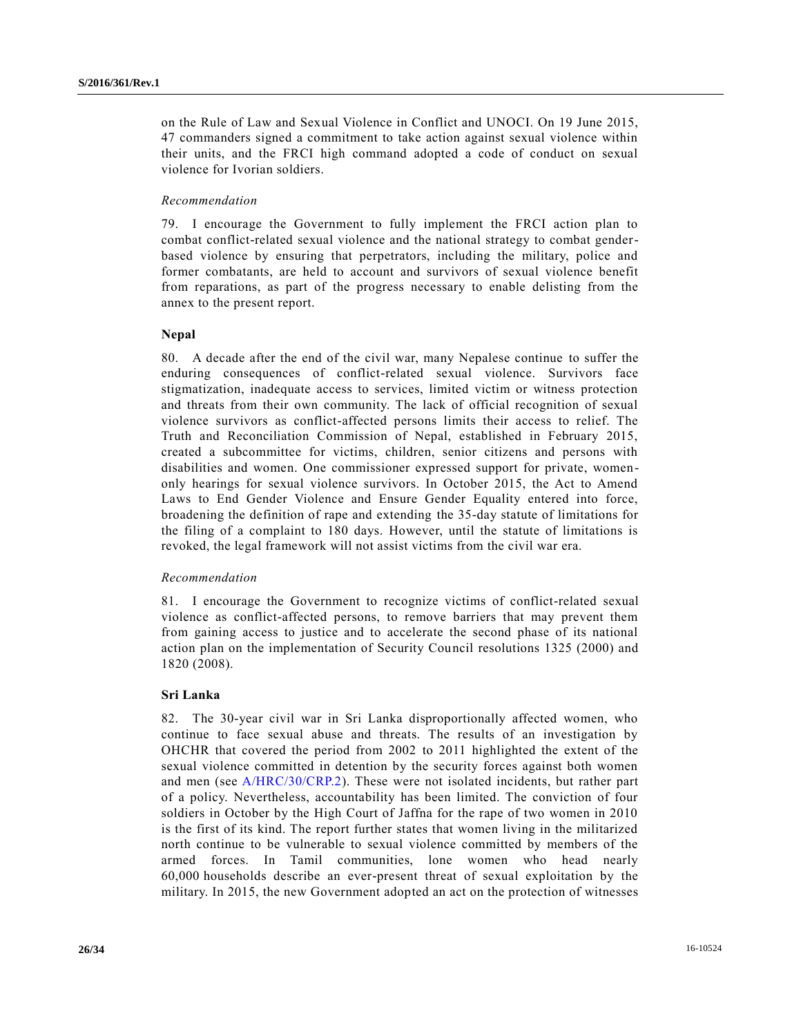on the Rule of Law and Sexual Violence in Conflict and UNOCI. On 19 June 2015, 47 commanders signed a commitment to take action against sexual violence within their units, and the FRCI high command adopted a code of conduct on sexual violence for Ivorian soldiers.

*Recommendation*

79. I encourage the Government to fully implement the FRCI action plan to combat conflict-related sexual violence and the national strategy to combat gender-based violence by ensuring that perpetrators, including the military, police and former combatants, are held to account and survivors of sexual violence benefit from reparations, as part of the progress necessary to enable delisting from the annex to the present report.

**Nepal**

80. A decade after the end of the civil war, many Nepalese continue to suffer the enduring consequences of conflict-related sexual violence. Survivors face stigmatization, inadequate access to services, limited victim or witness protection and threats from their own community. The lack of official recognition of sexual violence survivors as conflict-affected persons limits their access to relief. The Truth and Reconciliation Commission of Nepal, established in February 2015, created a subcommittee for victims, children, senior citizens and persons with disabilities and women. One commissioner expressed support for private, women-only hearings for sexual violence survivors. In October 2015, the Act to Amend Laws to End Gender Violence and Ensure Gender Equality entered into force, broadening the definition of rape and extending the 35-day statute of limitations for the filing of a complaint to 180 days. However, until the statute of limitations is revoked, the legal framework will not assist victims from the civil war era.

*Recommendation*

81. I encourage the Government to recognize victims of conflict-related sexual violence as conflict-affected persons, to remove barriers that may prevent them from gaining access to justice and to accelerate the second phase of its national action plan on the implementation of Security Council resolutions 1325 (2000) and 1820 (2008).

**Sri Lanka**

82. The 30-year civil war in Sri Lanka disproportionally affected women, who continue to face sexual abuse and threats. The results of an investigation by OHCHR that covered the period from 2002 to 2011 highlighted the extent of the sexual violence committed in detention by the security forces against both women and men (see A/HRC/30/CRP.2). These were not isolated incidents, but rather part of a policy. Nevertheless, accountability has been limited. The conviction of four soldiers in October by the High Court of Jaffna for the rape of two women in 2010 is the first of its kind. The report further states that women living in the militarized north continue to be vulnerable to sexual violence committed by members of the armed forces. In Tamil communities, lone women who head nearly 60,000 households describe an ever-present threat of sexual exploitation by the military. In 2015, the new Government adopted an act on the protection of witnesses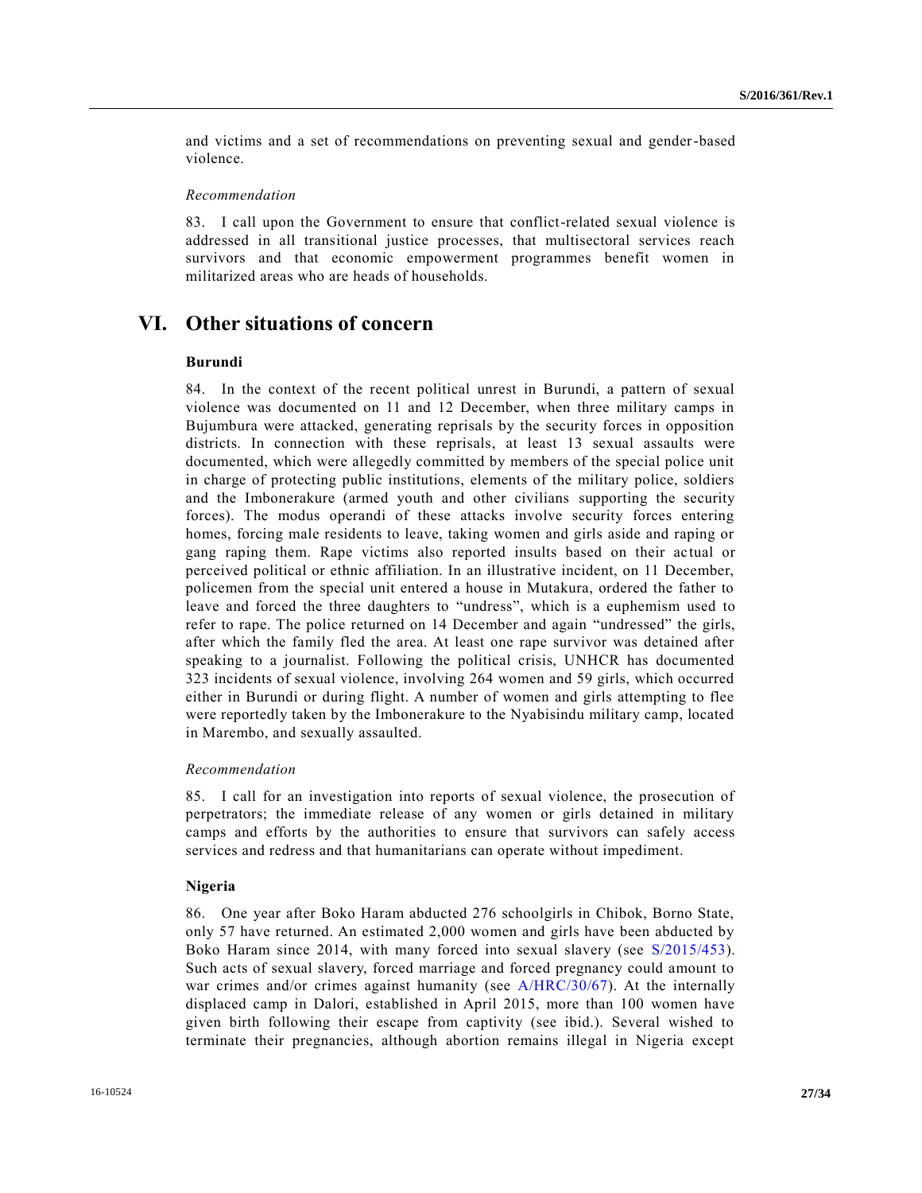and victims and a set of recommendations on preventing sexual and gender-based violence.

*Recommendation*

83. I call upon the Government to ensure that conflict-related sexual violence is addressed in all transitional justice processes, that multisectoral services reach survivors and that economic empowerment programmes benefit women in militarized areas who are heads of households.

# VI. Other situations of concern

### Burundi

84. In the context of the recent political unrest in Burundi, a pattern of sexual violence was documented on 11 and 12 December, when three military camps in Bujumbura were attacked, generating reprisals by the security forces in opposition districts. In connection with these reprisals, at least 13 sexual assaults were documented, which were allegedly committed by members of the special police unit in charge of protecting public institutions, elements of the military police, soldiers and the Imbonerakure (armed youth and other civilians supporting the security forces). The modus operandi of these attacks involve security forces entering homes, forcing male residents to leave, taking women and girls aside and raping or gang raping them. Rape victims also reported insults based on their actual or perceived political or ethnic affiliation. In an illustrative incident, on 11 December, policemen from the special unit entered a house in Mutakura, ordered the father to leave and forced the three daughters to "undress", which is a euphemism used to refer to rape. The police returned on 14 December and again "undressed" the girls, after which the family fled the area. At least one rape survivor was detained after speaking to a journalist. Following the political crisis, UNHCR has documented 323 incidents of sexual violence, involving 264 women and 59 girls, which occurred either in Burundi or during flight. A number of women and girls attempting to flee were reportedly taken by the Imbonerakure to the Nyabisindu military camp, located in Marembo, and sexually assaulted.

*Recommendation*

85. I call for an investigation into reports of sexual violence, the prosecution of perpetrators; the immediate release of any women or girls detained in military camps and efforts by the authorities to ensure that survivors can safely access services and redress and that humanitarians can operate without impediment.

### Nigeria

86. One year after Boko Haram abducted 276 schoolgirls in Chibok, Borno State, only 57 have returned. An estimated 2,000 women and girls have been abducted by Boko Haram since 2014, with many forced into sexual slavery (see S/2015/453). Such acts of sexual slavery, forced marriage and forced pregnancy could amount to war crimes and/or crimes against humanity (see A/HRC/30/67). At the internally displaced camp in Dalori, established in April 2015, more than 100 women have given birth following their escape from captivity (see ibid.). Several wished to terminate their pregnancies, although abortion remains illegal in Nigeria except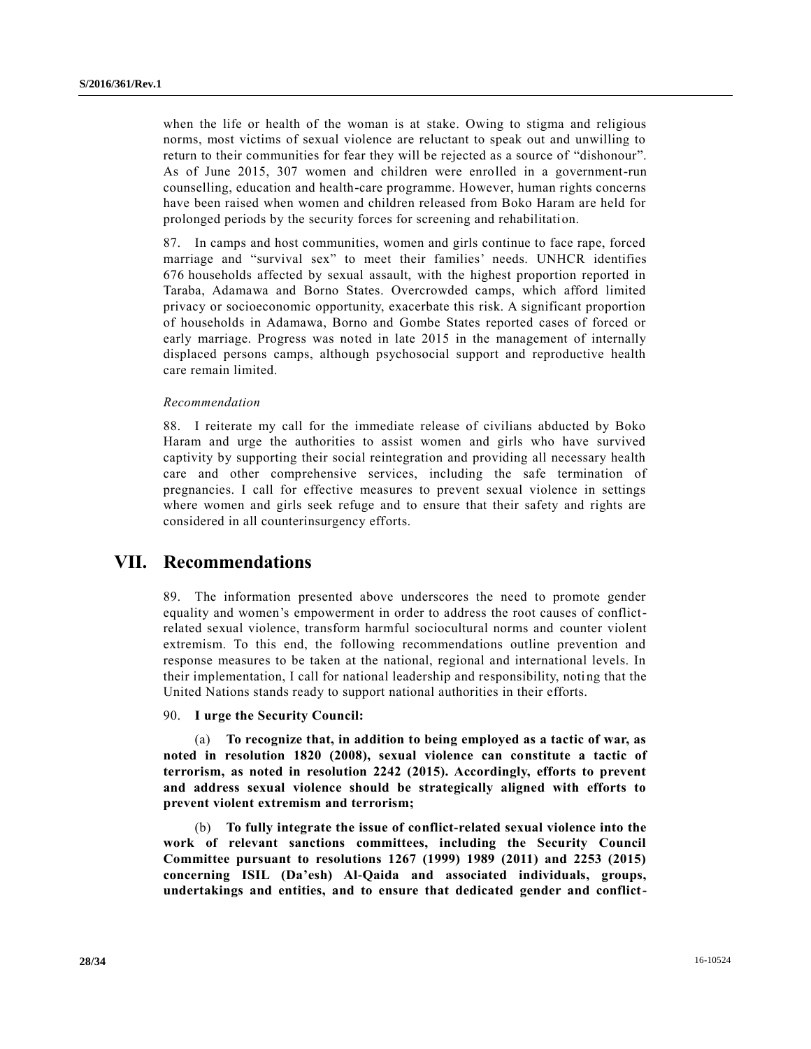when the life or health of the woman is at stake. Owing to stigma and religious norms, most victims of sexual violence are reluctant to speak out and unwilling to return to their communities for fear they will be rejected as a source of "dishonour". As of June 2015, 307 women and children were enrolled in a government-run counselling, education and health-care programme. However, human rights concerns have been raised when women and children released from Boko Haram are held for prolonged periods by the security forces for screening and rehabilitation.

87. In camps and host communities, women and girls continue to face rape, forced marriage and "survival sex" to meet their families' needs. UNHCR identifies 676 households affected by sexual assault, with the highest proportion reported in Taraba, Adamawa and Borno States. Overcrowded camps, which afford limited privacy or socioeconomic opportunity, exacerbate this risk. A significant proportion of households in Adamawa, Borno and Gombe States reported cases of forced or early marriage. Progress was noted in late 2015 in the management of internally displaced persons camps, although psychosocial support and reproductive health care remain limited.

*Recommendation*

88. I reiterate my call for the immediate release of civilians abducted by Boko Haram and urge the authorities to assist women and girls who have survived captivity by supporting their social reintegration and providing all necessary health care and other comprehensive services, including the safe termination of pregnancies. I call for effective measures to prevent sexual violence in settings where women and girls seek refuge and to ensure that their safety and rights are considered in all counterinsurgency efforts.

# VII. Recommendations

89. The information presented above underscores the need to promote gender equality and women's empowerment in order to address the root causes of conflict-related sexual violence, transform harmful sociocultural norms and counter violent extremism. To this end, the following recommendations outline prevention and response measures to be taken at the national, regional and international levels. In their implementation, I call for national leadership and responsibility, noting that the United Nations stands ready to support national authorities in their efforts.

90. **I urge the Security Council:**

(a) **To recognize that, in addition to being employed as a tactic of war, as noted in resolution 1820 (2008), sexual violence can constitute a tactic of terrorism, as noted in resolution 2242 (2015). Accordingly, efforts to prevent and address sexual violence should be strategically aligned with efforts to prevent violent extremism and terrorism;**

(b) **To fully integrate the issue of conflict-related sexual violence into the work of relevant sanctions committees, including the Security Council Committee pursuant to resolutions 1267 (1999) 1989 (2011) and 2253 (2015) concerning ISIL (Da'esh) Al-Qaida and associated individuals, groups, undertakings and entities, and to ensure that dedicated gender and conflict-**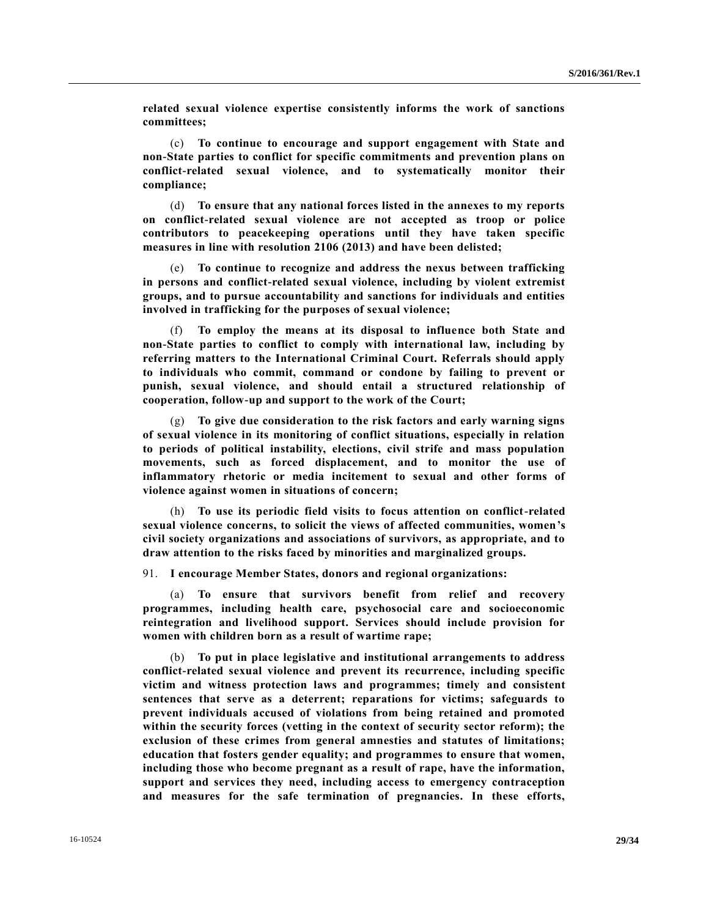**related sexual violence expertise consistently informs the work of sanctions committees;**

(c) **To continue to encourage and support engagement with State and non-State parties to conflict for specific commitments and prevention plans on conflict-related sexual violence, and to systematically monitor their compliance;**

(d) **To ensure that any national forces listed in the annexes to my reports on conflict-related sexual violence are not accepted as troop or police contributors to peacekeeping operations until they have taken specific measures in line with resolution 2106 (2013) and have been delisted;**

(e) **To continue to recognize and address the nexus between trafficking in persons and conflict-related sexual violence, including by violent extremist groups, and to pursue accountability and sanctions for individuals and entities involved in trafficking for the purposes of sexual violence;**

(f) **To employ the means at its disposal to influence both State and non-State parties to conflict to comply with international law, including by referring matters to the International Criminal Court. Referrals should apply to individuals who commit, command or condone by failing to prevent or punish, sexual violence, and should entail a structured relationship of cooperation, follow-up and support to the work of the Court;**

(g) **To give due consideration to the risk factors and early warning signs of sexual violence in its monitoring of conflict situations, especially in relation to periods of political instability, elections, civil strife and mass population movements, such as forced displacement, and to monitor the use of inflammatory rhetoric or media incitement to sexual and other forms of violence against women in situations of concern;**

(h) **To use its periodic field visits to focus attention on conflict-related sexual violence concerns, to solicit the views of affected communities, women's civil society organizations and associations of survivors, as appropriate, and to draw attention to the risks faced by minorities and marginalized groups.**

91. **I encourage Member States, donors and regional organizations:**

(a) **To ensure that survivors benefit from relief and recovery programmes, including health care, psychosocial care and socioeconomic reintegration and livelihood support. Services should include provision for women with children born as a result of wartime rape;**

(b) **To put in place legislative and institutional arrangements to address conflict-related sexual violence and prevent its recurrence, including specific victim and witness protection laws and programmes; timely and consistent sentences that serve as a deterrent; reparations for victims; safeguards to prevent individuals accused of violations from being retained and promoted within the security forces (vetting in the context of security sector reform); the exclusion of these crimes from general amnesties and statutes of limitations; education that fosters gender equality; and programmes to ensure that women, including those who become pregnant as a result of rape, have the information, support and services they need, including access to emergency contraception and measures for the safe termination of pregnancies. In these efforts,**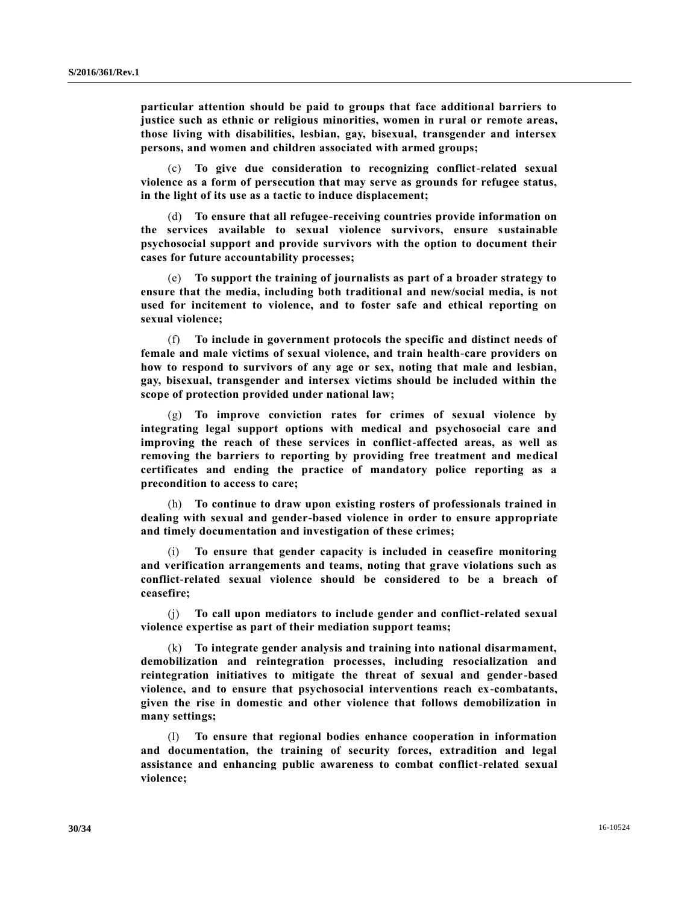**particular attention should be paid to groups that face additional barriers to justice such as ethnic or religious minorities, women in rural or remote areas, those living with disabilities, lesbian, gay, bisexual, transgender and intersex persons, and women and children associated with armed groups;**

(c) **To give due consideration to recognizing conflict-related sexual violence as a form of persecution that may serve as grounds for refugee status, in the light of its use as a tactic to induce displacement;**

(d) **To ensure that all refugee-receiving countries provide information on the services available to sexual violence survivors, ensure sustainable psychosocial support and provide survivors with the option to document their cases for future accountability processes;**

(e) **To support the training of journalists as part of a broader strategy to ensure that the media, including both traditional and new/social media, is not used for incitement to violence, and to foster safe and ethical reporting on sexual violence;**

(f) **To include in government protocols the specific and distinct needs of female and male victims of sexual violence, and train health-care providers on how to respond to survivors of any age or sex, noting that male and lesbian, gay, bisexual, transgender and intersex victims should be included within the scope of protection provided under national law;**

(g) **To improve conviction rates for crimes of sexual violence by integrating legal support options with medical and psychosocial care and improving the reach of these services in conflict-affected areas, as well as removing the barriers to reporting by providing free treatment and medical certificates and ending the practice of mandatory police reporting as a precondition to access to care;**

(h) **To continue to draw upon existing rosters of professionals trained in dealing with sexual and gender-based violence in order to ensure appropriate and timely documentation and investigation of these crimes;**

(i) **To ensure that gender capacity is included in ceasefire monitoring and verification arrangements and teams, noting that grave violations such as conflict-related sexual violence should be considered to be a breach of ceasefire;**

(j) **To call upon mediators to include gender and conflict-related sexual violence expertise as part of their mediation support teams;**

(k) **To integrate gender analysis and training into national disarmament, demobilization and reintegration processes, including resocialization and reintegration initiatives to mitigate the threat of sexual and gender-based violence, and to ensure that psychosocial interventions reach ex-combatants, given the rise in domestic and other violence that follows demobilization in many settings;**

(l) **To ensure that regional bodies enhance cooperation in information and documentation, the training of security forces, extradition and legal assistance and enhancing public awareness to combat conflict-related sexual violence;**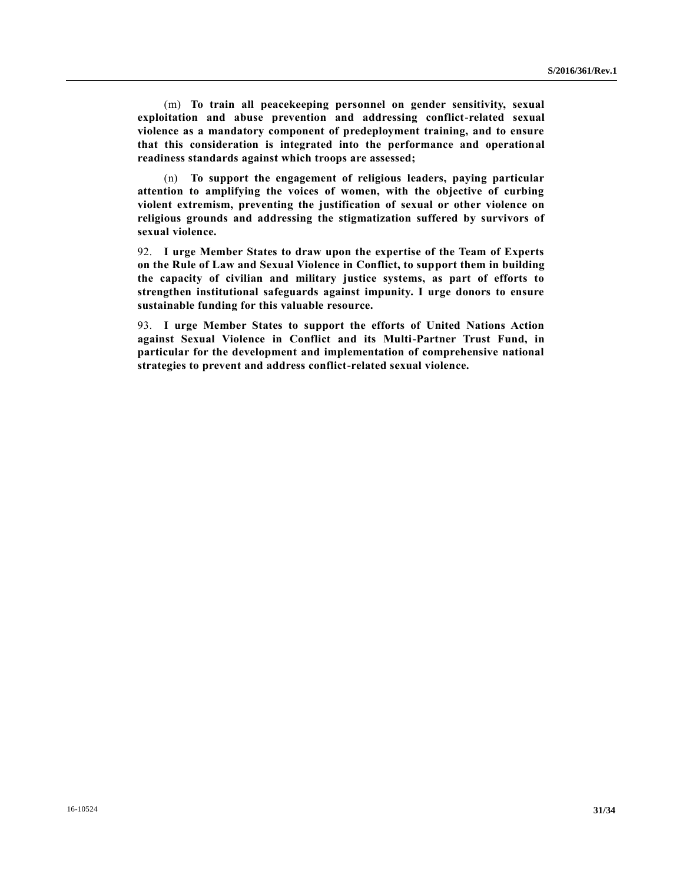(m) **To train all peacekeeping personnel on gender sensitivity, sexual exploitation and abuse prevention and addressing conflict-related sexual violence as a mandatory component of predeployment training, and to ensure that this consideration is integrated into the performance and operational readiness standards against which troops are assessed;**

(n) **To support the engagement of religious leaders, paying particular attention to amplifying the voices of women, with the objective of curbing violent extremism, preventing the justification of sexual or other violence on religious grounds and addressing the stigmatization suffered by survivors of sexual violence.**

92. **I urge Member States to draw upon the expertise of the Team of Experts on the Rule of Law and Sexual Violence in Conflict, to support them in building the capacity of civilian and military justice systems, as part of efforts to strengthen institutional safeguards against impunity. I urge donors to ensure sustainable funding for this valuable resource.**

93. **I urge Member States to support the efforts of United Nations Action against Sexual Violence in Conflict and its Multi-Partner Trust Fund, in particular for the development and implementation of comprehensive national strategies to prevent and address conflict-related sexual violence.**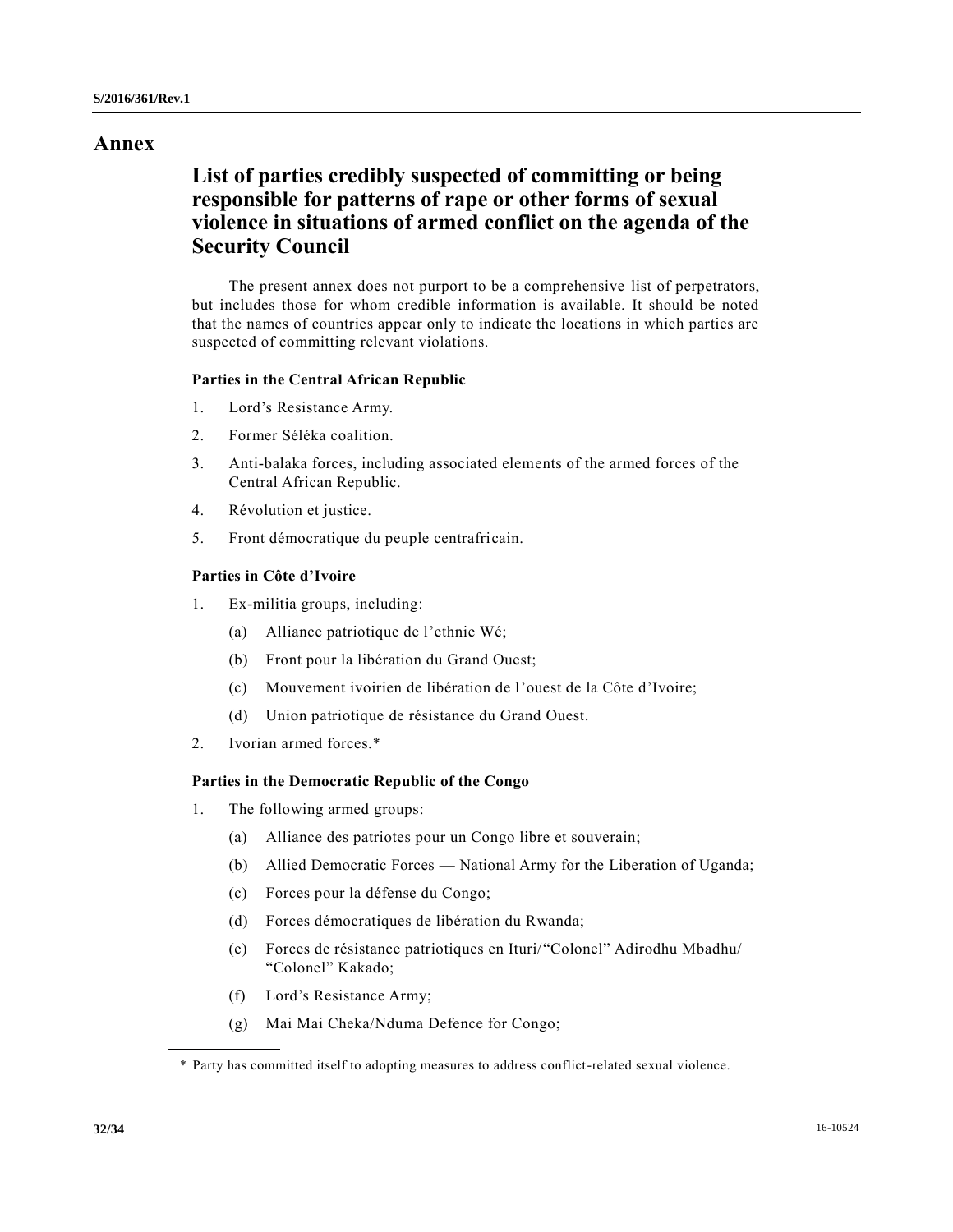# Annex

## List of parties credibly suspected of committing or being responsible for patterns of rape or other forms of sexual violence in situations of armed conflict on the agenda of the Security Council

The present annex does not purport to be a comprehensive list of perpetrators, but includes those for whom credible information is available. It should be noted that the names of countries appear only to indicate the locations in which parties are suspected of committing relevant violations.

### Parties in the Central African Republic

1. Lord's Resistance Army.
2. Former Séléka coalition.
3. Anti-balaka forces, including associated elements of the armed forces of the Central African Republic.
4. Révolution et justice.
5. Front démocratique du peuple centrafricain.

### Parties in Côte d'Ivoire

1. Ex-militia groups, including:
   - (a) Alliance patriotique de l'ethnie Wé;
   - (b) Front pour la libération du Grand Ouest;
   - (c) Mouvement ivoirien de libération de l'ouest de la Côte d'Ivoire;
   - (d) Union patriotique de résistance du Grand Ouest.
2. Ivorian armed forces.*

### Parties in the Democratic Republic of the Congo

1. The following armed groups:
   - (a) Alliance des patriotes pour un Congo libre et souverain;
   - (b) Allied Democratic Forces — National Army for the Liberation of Uganda;
   - (c) Forces pour la défense du Congo;
   - (d) Forces démocratiques de libération du Rwanda;
   - (e) Forces de résistance patriotiques en Ituri/"Colonel" Adirodhu Mbadhu/"Colonel" Kakado;
   - (f) Lord's Resistance Army;
   - (g) Mai Mai Cheka/Nduma Defence for Congo;

\* Party has committed itself to adopting measures to address conflict-related sexual violence.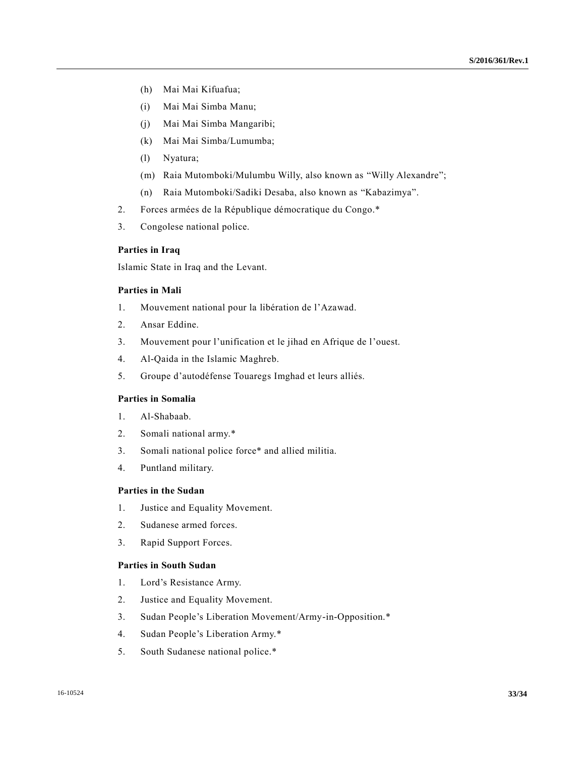(h) Mai Mai Kifuafua;

(i) Mai Mai Simba Manu;

(j) Mai Mai Simba Mangaribi;

(k) Mai Mai Simba/Lumumba;

(l) Nyatura;

(m) Raia Mutomboki/Mulumbu Willy, also known as "Willy Alexandre";

(n) Raia Mutomboki/Sadiki Desaba, also known as "Kabazimya".

2. Forces armées de la République démocratique du Congo.*

3. Congolese national police.

**Parties in Iraq**

Islamic State in Iraq and the Levant.

**Parties in Mali**

1. Mouvement national pour la libération de l'Azawad.
2. Ansar Eddine.
3. Mouvement pour l'unification et le jihad en Afrique de l'ouest.
4. Al-Qaida in the Islamic Maghreb.
5. Groupe d'autodéfense Touaregs Imghad et leurs alliés.

**Parties in Somalia**

1. Al-Shabaab.
2. Somali national army.*
3. Somali national police force* and allied militia.
4. Puntland military.

**Parties in the Sudan**

1. Justice and Equality Movement.
2. Sudanese armed forces.
3. Rapid Support Forces.

**Parties in South Sudan**

1. Lord's Resistance Army.
2. Justice and Equality Movement.
3. Sudan People's Liberation Movement/Army-in-Opposition.*
4. Sudan People's Liberation Army.*
5. South Sudanese national police.*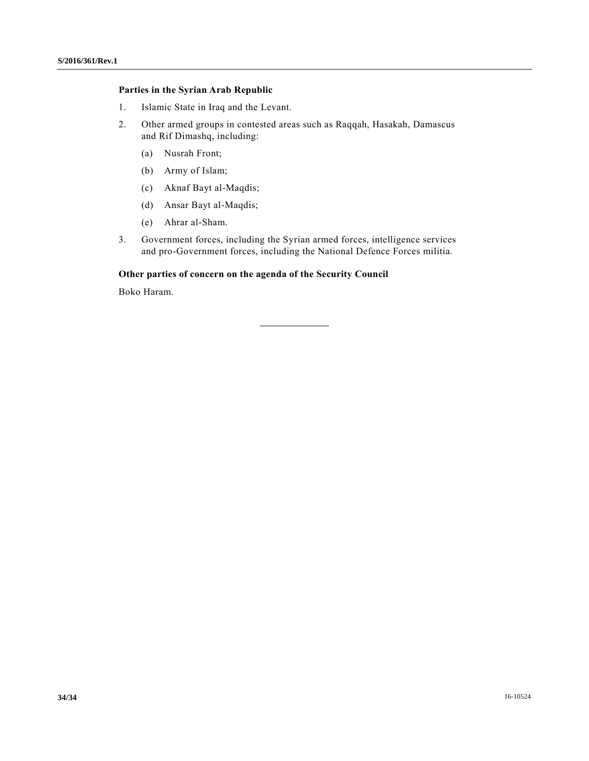**Parties in the Syrian Arab Republic**

1. Islamic State in Iraq and the Levant.
2. Other armed groups in contested areas such as Raqqah, Hasakah, Damascus and Rif Dimashq, including:
   (a) Nusrah Front;
   (b) Army of Islam;
   (c) Aknaf Bayt al-Maqdis;
   (d) Ansar Bayt al-Maqdis;
   (e) Ahrar al-Sham.
3. Government forces, including the Syrian armed forces, intelligence services and pro-Government forces, including the National Defence Forces militia.

**Other parties of concern on the agenda of the Security Council**

Boko Haram.